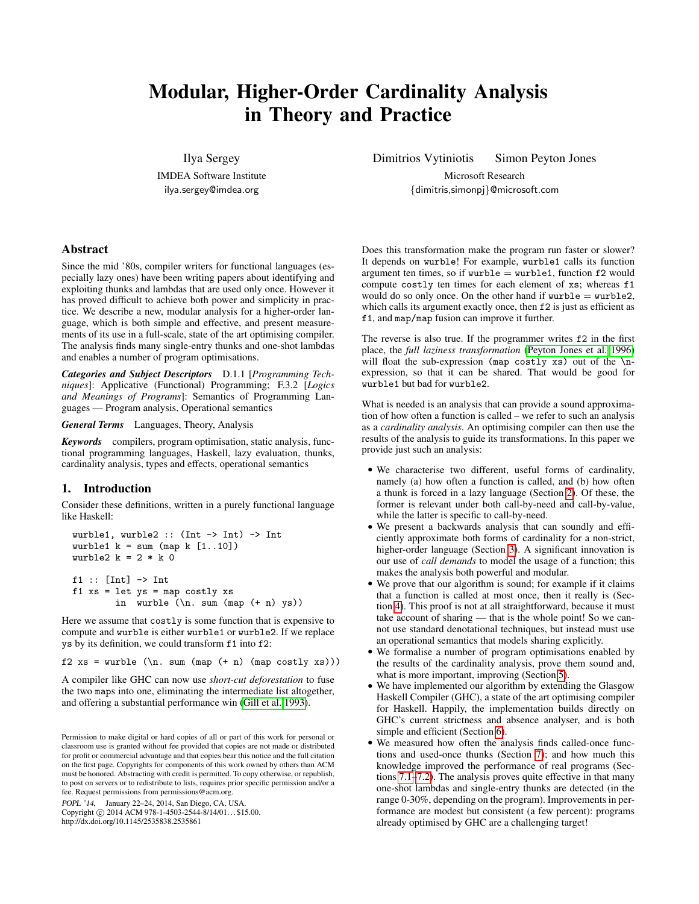# Modular, Higher-Order Cardinality Analysis in Theory and Practice

Ilya Sergey
IMDEA Software Institute
ilya.sergey@imdea.org

Dimitrios Vytiniotis Simon Peyton Jones
Microsoft Research
{dimitris,simonpj}@microsoft.com

## Abstract

Since the mid '80s, compiler writers for functional languages (especially lazy ones) have been writing papers about identifying and exploiting thunks and lambdas that are used only once. However it has proved difficult to achieve both power and simplicity in practice. We describe a new, modular analysis for a higher-order language, which is both simple and effective, and present measurements of its use in a full-scale, state of the art optimising compiler. The analysis finds many single-entry thunks and one-shot lambdas and enables a number of program optimisations.

***Categories and Subject Descriptors*** D.1.1 [*Programming Techniques*]: Applicative (Functional) Programming; F.3.2 [*Logics and Meanings of Programs*]: Semantics of Programming Languages — Program analysis, Operational semantics

***General Terms*** Languages, Theory, Analysis

***Keywords*** compilers, program optimisation, static analysis, functional programming languages, Haskell, lazy evaluation, thunks, cardinality analysis, types and effects, operational semantics

## 1. Introduction

Consider these definitions, written in a purely functional language like Haskell:

```
wurble1, wurble2 :: (Int -> Int) -> Int
wurble1 k = sum (map k [1..10])
wurble2 k = 2 * k 0

f1 :: [Int] -> Int
f1 xs = let ys = map costly xs
        in  wurble (\n. sum (map (+ n) ys))
```

Here we assume that `costly` is some function that is expensive to compute and `wurble` is either `wurble1` or `wurble2`. If we replace `ys` by its definition, we could transform `f1` into `f2`:

```
f2 xs = wurble (\n. sum (map (+ n) (map costly xs)))
```

A compiler like GHC can now use *short-cut deforestation* to fuse the two `map`s into one, eliminating the intermediate list altogether, and offering a substantial performance win (Gill et al. 1993).

Does this transformation make the program run faster or slower? It depends on `wurble`! For example, `wurble1` calls its function argument ten times, so if `wurble` = `wurble1`, function `f2` would compute `costly` ten times for each element of `xs`; whereas `f1` would do so only once. On the other hand if `wurble` = `wurble2`, which calls its argument exactly once, then `f2` is just as efficient as `f1`, and `map`/`map` fusion can improve it further.

The reverse is also true. If the programmer writes `f2` in the first place, the *full laziness transformation* (Peyton Jones et al. 1996) will float the sub-expression `(map costly xs)` out of the `\n`-expression, so that it can be shared. That would be good for `wurble1` but bad for `wurble2`.

What is needed is an analysis that can provide a sound approximation of how often a function is called – we refer to such an analysis as a *cardinality analysis*. An optimising compiler can then use the results of the analysis to guide its transformations. In this paper we provide just such an analysis:

- We characterise two different, useful forms of cardinality, namely (a) how often a function is called, and (b) how often a thunk is forced in a lazy language (Section 2). Of these, the former is relevant under both call-by-need and call-by-value, while the latter is specific to call-by-need.
- We present a backwards analysis that can soundly and efficiently approximate both forms of cardinality for a non-strict, higher-order language (Section 3). A significant innovation is our use of *call demands* to model the usage of a function; this makes the analysis both powerful and modular.
- We prove that our algorithm is sound; for example if it claims that a function is called at most once, then it really is (Section 4). This proof is not at all straightforward, because it must take account of sharing — that is the whole point! So we cannot use standard denotational techniques, but instead must use an operational semantics that models sharing explicitly.
- We formalise a number of program optimisations enabled by the results of the cardinality analysis, prove them sound and, what is more important, improving (Section 5).
- We have implemented our algorithm by extending the Glasgow Haskell Compiler (GHC), a state of the art optimising compiler for Haskell. Happily, the implementation builds directly on GHC's current strictness and absence analyser, and is both simple and efficient (Section 6).
- We measured how often the analysis finds called-once functions and used-once thunks (Section 7); and how much this knowledge improved the performance of real programs (Sections 7.1–7.2). The analysis proves quite effective in that many one-shot lambdas and single-entry thunks are detected (in the range 0-30%, depending on the program). Improvements in performance are modest but consistent (a few percent): programs already optimised by GHC are a challenging target!

Permission to make digital or hard copies of all or part of this work for personal or classroom use is granted without fee provided that copies are not made or distributed for profit or commercial advantage and that copies bear this notice and the full citation on the first page. Copyrights for components of this work owned by others than ACM must be honored. Abstracting with credit is permitted. To copy otherwise, or republish, to post on servers or to redistribute to lists, requires prior specific permission and/or a fee. Request permissions from permissions@acm.org.

*POPL '14*, January 22–24, 2014, San Diego, CA, USA.
Copyright © 2014 ACM 978-1-4503-2544-8/14/01... $15.00.
http://dx.doi.org/10.1145/2535838.2535861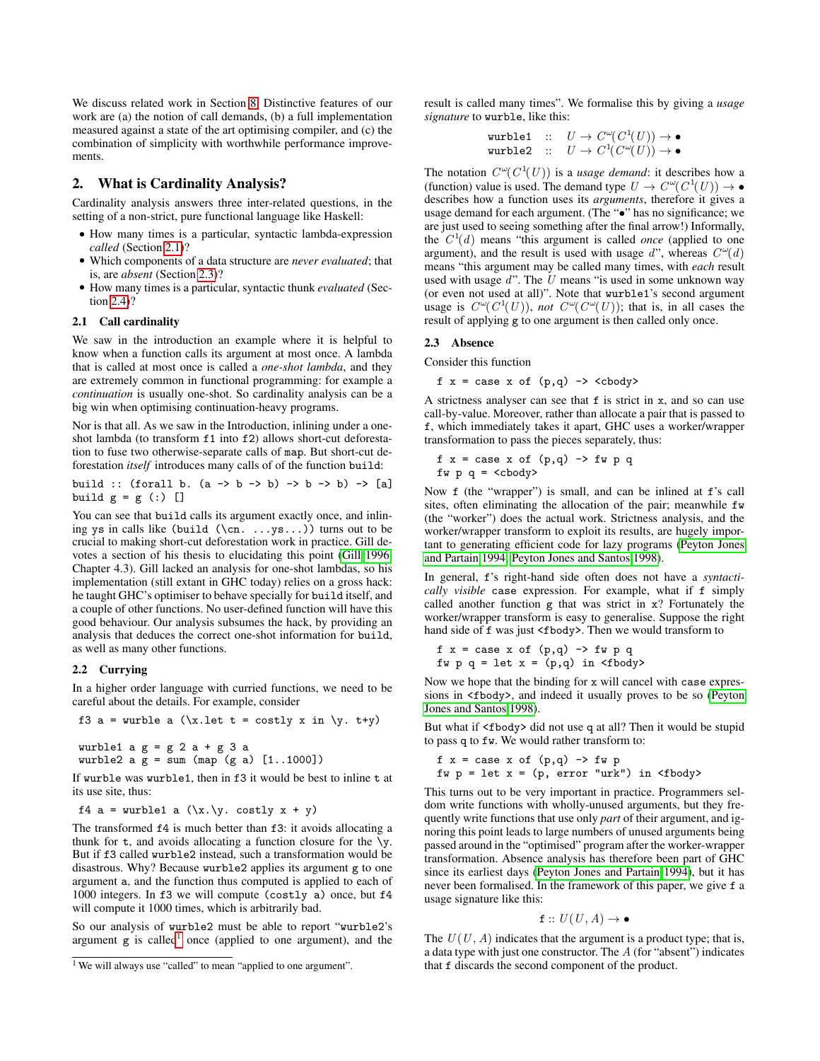We discuss related work in Section 8. Distinctive features of our work are (a) the notion of call demands, (b) a full implementation measured against a state of the art optimising compiler, and (c) the combination of simplicity with worthwhile performance improvements.

## 2. What is Cardinality Analysis?

Cardinality analysis answers three inter-related questions, in the setting of a non-strict, pure functional language like Haskell:

- How many times is a particular, syntactic lambda-expression *called* (Section 2.1)?
- Which components of a data structure are *never evaluated*; that is, are *absent* (Section 2.3)?
- How many times is a particular, syntactic thunk *evaluated* (Section 2.4)?

### 2.1 Call cardinality

We saw in the introduction an example where it is helpful to know when a function calls its argument at most once. A lambda that is called at most once is called a *one-shot lambda*, and they are extremely common in functional programming: for example a *continuation* is usually one-shot. So cardinality analysis can be a big win when optimising continuation-heavy programs.

Nor is that all. As we saw in the Introduction, inlining under a one-shot lambda (to transform `f1` into `f2`) allows short-cut deforestation to fuse two otherwise-separate calls of `map`. But short-cut deforestation *itself* introduces many calls of of the function `build`:

```
build :: (forall b. (a -> b -> b) -> b -> b) -> [a]
build g = g (:) []
```

You can see that `build` calls its argument exactly once, and inlining `ys` in calls like `(build (\cn. ...ys...))` turns out to be crucial to making short-cut deforestation work in practice. Gill devotes a section of his thesis to elucidating this point (Gill 1996, Chapter 4.3). Gill lacked an analysis for one-shot lambdas, so his implementation (still extant in GHC today) relies on a gross hack: he taught GHC's optimiser to behave specially for `build` itself, and a couple of other functions. No user-defined function will have this good behaviour. Our analysis subsumes the hack, by providing an analysis that deduces the correct one-shot information for `build`, as well as many other functions.

### 2.2 Currying

In a higher order language with curried functions, we need to be careful about the details. For example, consider

```
f3 a = wurble a (\x.let t = costly x in \y. t+y)

wurble1 a g = g 2 a + g 3 a
wurble2 a g = sum (map (g a) [1..1000])
```

If `wurble` was `wurble1`, then in `f3` it would be best to inline `t` at its use site, thus:

```
f4 a = wurble1 a (\x.\y. costly x + y)
```

The transformed `f4` is much better than `f3`: it avoids allocating a thunk for `t`, and avoids allocating a function closure for the `\y`. But if `f3` called `wurble2` instead, such a transformation would be disastrous. Why? Because `wurble2` applies its argument `g` to one argument `a`, and the function thus computed is applied to each of 1000 integers. In `f3` we will compute `(costly a)` once, but `f4` will compute it 1000 times, which is arbitrarily bad.

So our analysis of `wurble2` must be able to report "`wurble2`'s argument `g` is called[1] once (applied to one argument), and the result is called many times". We formalise this by giving a *usage signature* to `wurble`, like this:

$$\begin{array}{lll}\texttt{wurble1} & :: & U \to C^{\omega}(C^{1}(U)) \to \bullet \\ \texttt{wurble2} & :: & U \to C^{1}(C^{\omega}(U)) \to \bullet\end{array}$$

The notation $C^{\omega}(C^{1}(U))$ is a *usage demand*: it describes how a (function) value is used. The demand type $U \to C^{\omega}(C^{1}(U)) \to \bullet$ describes how a function uses its *arguments*, therefore it gives a usage demand for each argument. (The "$\bullet$" has no significance; we are just used to seeing something after the final arrow!) Informally, the $C^{1}(d)$ means "this argument is called *once* (applied to one argument), and the result is used with usage $d$", whereas $C^{\omega}(d)$ means "this argument may be called many times, with *each* result used with usage $d$". The $U$ means "is used in some unknown way (or even not used at all)". Note that `wurble1`'s second argument usage is $C^{\omega}(C^{1}(U))$, *not* $C^{\omega}(C^{\omega}(U))$; that is, in all cases the result of applying `g` to one argument is then called only once.

[1] We will always use "called" to mean "applied to one argument".

### 2.3 Absence

Consider this function

```
f x = case x of (p,q) -> <cbody>
```

A strictness analyser can see that `f` is strict in `x`, and so can use call-by-value. Moreover, rather than allocate a pair that is passed to `f`, which immediately takes it apart, GHC uses a worker/wrapper transformation to pass the pieces separately, thus:

```
f x = case x of (p,q) -> fw p q
fw p q = <cbody>
```

Now `f` (the "wrapper") is small, and can be inlined at `f`'s call sites, often eliminating the allocation of the pair; meanwhile `fw` (the "worker") does the actual work. Strictness analysis, and the worker/wrapper transform to exploit its results, are hugely important to generating efficient code for lazy programs (Peyton Jones and Partain 1994; Peyton Jones and Santos 1998).

In general, `f`'s right-hand side often does not have a *syntactically visible* `case` expression. For example, what if `f` simply called another function `g` that was strict in `x`? Fortunately the worker/wrapper transform is easy to generalise. Suppose the right hand side of `f` was just `<fbody>`. Then we would transform to

```
f x = case x of (p,q) -> fw p q
fw p q = let x = (p,q) in <fbody>
```

Now we hope that the binding for `x` will cancel with `case` expressions in `<fbody>`, and indeed it usually proves to be so (Peyton Jones and Santos 1998).

But what if `<fbody>` did not use `q` at all? Then it would be stupid to pass `q` to `fw`. We would rather transform to:

```
f x = case x of (p,q) -> fw p
fw p = let x = (p, error "urk") in <fbody>
```

This turns out to be very important in practice. Programmers seldom write functions with wholly-unused arguments, but they frequently write functions that use only *part* of their argument, and ignoring this point leads to large numbers of unused arguments being passed around in the "optimised" program after the worker-wrapper transformation. Absence analysis has therefore been part of GHC since its earliest days (Peyton Jones and Partain 1994), but it has never been formalised. In the framework of this paper, we give `f` a usage signature like this:

$$\texttt{f} :: U(U, A) \to \bullet$$

The $U(U, A)$ indicates that the argument is a product type; that is, a data type with just one constructor. The $A$ (for "absent") indicates that `f` discards the second component of the product.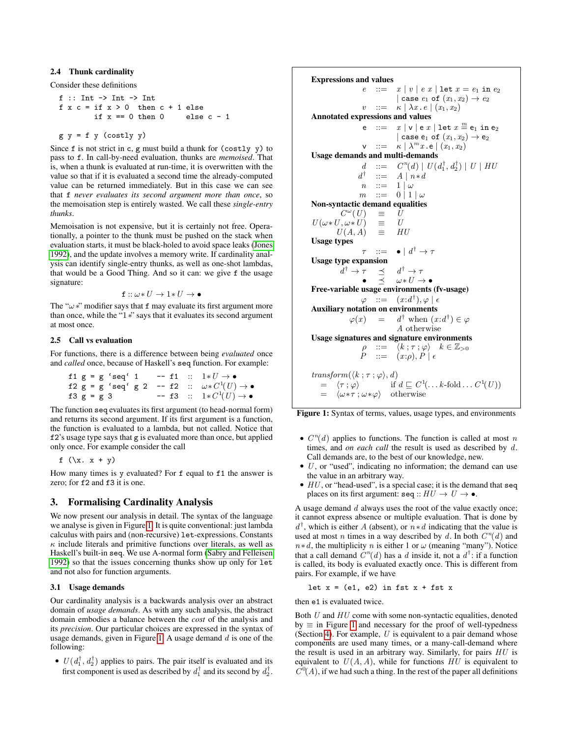### 2.4 Thunk cardinality

Consider these definitions

```
f :: Int -> Int
f x c = if x > 0  then c + 1 else
        if x == 0 then 0     else c - 1

g y = f y (costly y)
```

Since `f` is not strict in `c`, `g` must build a thunk for `(costly y)` to pass to `f`. In call-by-need evaluation, thunks are *memoised*. That is, when a thunk is evaluated at run-time, it is overwritten with the value so that if it is evaluated a second time the already-computed value can be returned immediately. But in this case we can see that `f` *never evaluates its second argument more than once*, so the memoisation step is entirely wasted. We call these *single-entry thunks*.

Memoisation is not expensive, but it is certainly not free. Operationally, a pointer to the thunk must be pushed on the stack when evaluation starts, it must be black-holed to avoid space leaks (Jones 1992), and the update involves a memory write. If cardinality analysis can identify single-entry thunks, as well as one-shot lambdas, that would be a Good Thing. And so it can: we give `f` the usage signature:

$$\texttt{f} :: \omega{*}U \rightarrow 1{*}U \rightarrow \bullet$$

The "$\omega{*}$" modifier says that `f` may evaluate its first argument more than once, while the "$1{*}$" says that it evaluates its second argument at most once.

### 2.5 Call vs evaluation

For functions, there is a difference between being *evaluated* once and *called* once, because of Haskell's `seq` function. For example:

```
f1 g = g `seq` 1     -- f1  ::  1*U -> •
f2 g = g `seq` g 2   -- f2  ::  ω*C¹(U) -> •
f3 g = g 3           -- f3  ::  1*C¹(U) -> •
```

The function `seq` evaluates its first argument (to head-normal form) and returns its second argument. If its first argument is a function, the function is evaluated to a lambda, but not called. Notice that `f2`'s usage type says that `g` is evaluated more than once, but applied only once. For example consider the call

```
f (\x. x + y)
```

How many times is `y` evaluated? For `f` equal to `f1` the answer is zero; for `f2` and `f3` it is one.

## 3. Formalising Cardinality Analysis

We now present our analysis in detail. The syntax of the language we analyse is given in Figure 1. It is quite conventional: just lambda calculus with pairs and (non-recursive) `let`-expressions. Constants $\kappa$ include literals and primitive functions over literals, as well as Haskell's built-in `seq`. We use A-normal form (Sabry and Felleisen 1992) so that the issues concerning thunks show up only for `let` and not also for function arguments.

### 3.1 Usage demands

Our cardinality analysis is a backwards analysis over an abstract domain of *usage demands*. As with any such analysis, the abstract domain embodies a balance between the *cost* of the analysis and its *precision*. Our particular choices are expressed in the syntax of usage demands, given in Figure 1. A usage demand $d$ is one of the following:

- $U(d_1^\dagger, d_2^\dagger)$ applies to pairs. The pair itself is evaluated and its first component is used as described by $d_1^\dagger$ and its second by $d_2^\dagger$.
- $C^n(d)$ applies to functions. The function is called at most $n$ times, and *on each call* the result is used as described by $d$. Call demands are, to the best of our knowledge, new.
- $U$, or "used", indicating no information; the demand can use the value in an arbitrary way.
- $HU$, or "head-used", is a special case; it is the demand that `seq` places on its first argument: $\texttt{seq} :: HU \rightarrow U \rightarrow \bullet$.

**Expressions and values**

$$
\begin{array}{rcl}
e & ::= & x \mid v \mid e\ x \mid \texttt{let}\ x = e_1\ \texttt{in}\ e_2 \\
  &     & \mid \texttt{case}\ e_1\ \texttt{of}\ (x_1, x_2) \rightarrow e_2 \\
v & ::= & \kappa \mid \lambda x\,.\,e \mid (x_1, x_2)
\end{array}
$$

**Annotated expressions and values**

$$
\begin{array}{rcl}
\mathsf{e} & ::= & x \mid \mathsf{v} \mid \mathsf{e}\ x \mid \texttt{let}\ x \overset{m}{=} \mathsf{e}_1\ \texttt{in}\ \mathsf{e}_2 \\
  &     & \mid \texttt{case}\ \mathsf{e}_1\ \texttt{of}\ (x_1, x_2) \rightarrow \mathsf{e}_2 \\
\mathsf{v} & ::= & \kappa \mid \lambda^m x\,.\mathsf{e} \mid (x_1, x_2)
\end{array}
$$

**Usage demands and multi-demands**

$$
\begin{array}{rcl}
d & ::= & C^n(d) \mid U(d_1^\dagger, d_2^\dagger) \mid U \mid HU \\
d^\dagger & ::= & A \mid n{*}d \\
n & ::= & 1 \mid \omega \\
m & ::= & 0 \mid 1 \mid \omega
\end{array}
$$

**Non-syntactic demand equalities**

$$
\begin{array}{rcl}
C^\omega(U) & \equiv & U \\
U(\omega{*}U, \omega{*}U) & \equiv & U \\
U(A, A) & \equiv & HU
\end{array}
$$

**Usage types**

$$
\tau \ ::= \ \bullet \mid d^\dagger \rightarrow \tau
$$

**Usage type expansion**

$$
\begin{array}{rcl}
d^\dagger \rightarrow \tau & \preceq & d^\dagger \rightarrow \tau \\
\bullet & \preceq & \omega{*}U \rightarrow \bullet
\end{array}
$$

**Free-variable usage environments (fv-usage)**

$$
\varphi \ ::= \ (x{:}d^\dagger), \varphi \mid \epsilon
$$

**Auxiliary notation on environments**

$$
\begin{array}{rcl}
\varphi(x) & = & d^\dagger \text{ when } (x{:}d^\dagger) \in \varphi \\
 & & A \text{ otherwise}
\end{array}
$$

**Usage signatures and signature environments**

$$
\begin{array}{rcll}
\rho & ::= & \langle k\,;\tau\,;\varphi\rangle & k \in \mathbb{Z}_{>0} \\
P & ::= & (x{:}\rho), P \mid \epsilon &
\end{array}
$$

$$
\begin{array}{rll}
\mathit{transform}(\langle k\,;\tau\,;\varphi\rangle, d) & & \\
= & \langle \tau\,;\varphi\rangle & \text{if } d \sqsubseteq C^1(\ldots k\text{-fold}\ldots C^1(U)) \\
= & \langle \omega{*}\tau\,;\omega{*}\varphi\rangle & \text{otherwise}
\end{array}
$$

**Figure 1:** Syntax of terms, values, usage types, and environments

A usage demand $d$ always uses the root of the value exactly once; it cannot express absence or multiple evaluation. That is done by $d^\dagger$, which is either $A$ (absent), or $n{*}d$ indicating that the value is used at most $n$ times in a way described by $d$. In both $C^n(d)$ and $n{*}d$, the multiplicity $n$ is either 1 or $\omega$ (meaning "many"). Notice that a call demand $C^n(d)$ has a $d$ inside it, not a $d^\dagger$: if a function is called, its body is evaluated exactly once. This is different from pairs. For example, if we have

```
let x = (e1, e2) in fst x + fst x
```

then `e1` is evaluated twice.

Both $U$ and $HU$ come with some non-syntactic equalities, denoted by $\equiv$ in Figure 1 and necessary for the proof of well-typedness (Section 4). For example, $U$ is equivalent to a pair demand whose components are used many times, or a many-call-demand where the result is used in an arbitrary way. Similarly, for pairs $HU$ is equivalent to $U(A, A)$, while for functions $HU$ is equivalent to $C^0(A)$, if we had such a thing. In the rest of the paper all definitions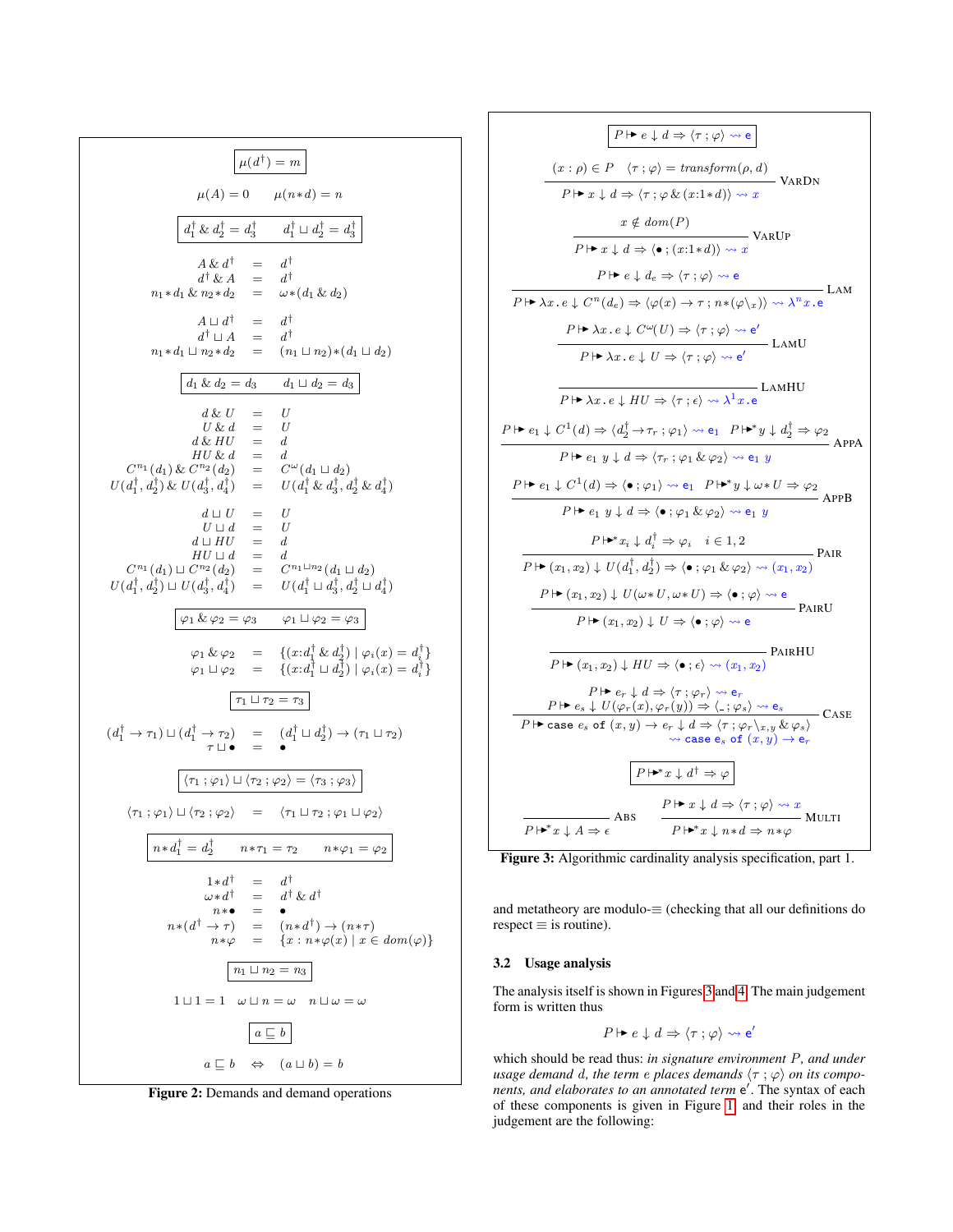$$\boxed{\mu(d^\dagger) = m}$$

$$\mu(A) = 0 \qquad \mu(n{*}d) = n$$

$$\boxed{d_1^\dagger \mathbin{\&} d_2^\dagger = d_3^\dagger \qquad d_1^\dagger \sqcup d_2^\dagger = d_3^\dagger}$$

$$\begin{array}{rcl} A \mathbin{\&} d^\dagger &=& d^\dagger \\ d^\dagger \mathbin{\&} A &=& d^\dagger \\ n_1{*}d_1 \mathbin{\&} n_2{*}d_2 &=& \omega{*}(d_1 \mathbin{\&} d_2) \end{array}$$

$$\begin{array}{rcl} A \sqcup d^\dagger &=& d^\dagger \\ d^\dagger \sqcup A &=& d^\dagger \\ n_1{*}d_1 \sqcup n_2{*}d_2 &=& (n_1 \sqcup n_2){*}(d_1 \sqcup d_2) \end{array}$$

$$\boxed{d_1 \mathbin{\&} d_2 = d_3 \qquad d_1 \sqcup d_2 = d_3}$$

$$\begin{array}{rcl} d \mathbin{\&} U &=& U \\ U \mathbin{\&} d &=& U \\ d \mathbin{\&} HU &=& d \\ HU \mathbin{\&} d &=& d \\ C^{n_1}(d_1) \mathbin{\&} C^{n_2}(d_2) &=& C^{\omega}(d_1 \sqcup d_2) \\ U(d_1^\dagger, d_2^\dagger) \mathbin{\&} U(d_3^\dagger, d_4^\dagger) &=& U(d_1^\dagger \mathbin{\&} d_3^\dagger, d_2^\dagger \mathbin{\&} d_4^\dagger) \end{array}$$

$$\begin{array}{rcl} d \sqcup U &=& U \\ U \sqcup d &=& U \\ d \sqcup HU &=& d \\ HU \sqcup d &=& d \\ C^{n_1}(d_1) \sqcup C^{n_2}(d_2) &=& C^{n_1 \sqcup n_2}(d_1 \sqcup d_2) \\ U(d_1^\dagger, d_2^\dagger) \sqcup U(d_3^\dagger, d_4^\dagger) &=& U(d_1^\dagger \sqcup d_3^\dagger, d_2^\dagger \sqcup d_4^\dagger) \end{array}$$

$$\boxed{\varphi_1 \mathbin{\&} \varphi_2 = \varphi_3 \qquad \varphi_1 \sqcup \varphi_2 = \varphi_3}$$

$$\begin{array}{rcl} \varphi_1 \mathbin{\&} \varphi_2 &=& \{(x{:}d_1^\dagger \mathbin{\&} d_2^\dagger) \mid \varphi_i(x) = d_i^\dagger\} \\ \varphi_1 \sqcup \varphi_2 &=& \{(x{:}d_1^\dagger \sqcup d_2^\dagger) \mid \varphi_i(x) = d_i^\dagger\} \end{array}$$

$$\boxed{\tau_1 \sqcup \tau_2 = \tau_3}$$

$$\begin{array}{rcl} (d_1^\dagger \to \tau_1) \sqcup (d_1^\dagger \to \tau_2) &=& (d_1^\dagger \sqcup d_1^\dagger) \to (\tau_1 \sqcup \tau_2) \\ \tau \sqcup \bullet &=& \bullet \end{array}$$

$$\boxed{\langle \tau_1 \,;\, \varphi_1 \rangle \sqcup \langle \tau_2 \,;\, \varphi_2 \rangle = \langle \tau_3 \,;\, \varphi_3 \rangle}$$

$$\langle \tau_1 \,;\, \varphi_1 \rangle \sqcup \langle \tau_2 \,;\, \varphi_2 \rangle \;=\; \langle \tau_1 \sqcup \tau_2 \,;\, \varphi_1 \sqcup \varphi_2 \rangle$$

$$\boxed{n{*}d_1^\dagger = d_2^\dagger \qquad n{*}\tau_1 = \tau_2 \qquad n{*}\varphi_1 = \varphi_2}$$

$$\begin{array}{rcl} 1{*}d^\dagger &=& d^\dagger \\ \omega{*}d^\dagger &=& d^\dagger \mathbin{\&} d^\dagger \\ n{*}\bullet &=& \bullet \\ n{*}(d^\dagger \to \tau) &=& (n{*}d^\dagger) \to (n{*}\tau) \\ n{*}\varphi &=& \{x : n{*}\varphi(x) \mid x \in dom(\varphi)\} \end{array}$$

$$\boxed{n_1 \sqcup n_2 = n_3}$$

$$1 \sqcup 1 = 1 \qquad \omega \sqcup n = \omega \qquad n \sqcup \omega = \omega$$

$$\boxed{a \sqsubseteq b}$$

$$a \sqsubseteq b \quad\Leftrightarrow\quad (a \sqcup b) = b$$

**Figure 2:** Demands and demand operations

$$\boxed{P \mapsto e \downarrow d \Rightarrow \langle \tau \,;\, \varphi \rangle \rightsquigarrow \mathtt{e}}$$

$$\frac{(x : \rho) \in P \quad \langle \tau \,;\, \varphi \rangle = transform(\rho, d)}{P \mapsto x \downarrow d \Rightarrow \langle \tau \,;\, \varphi \mathbin{\&} (x{:}1{*}d) \rangle \rightsquigarrow x} \;\textsc{VarDn}$$

$$\frac{x \notin dom(P)}{P \mapsto x \downarrow d \Rightarrow \langle \bullet \,;\, (x{:}1{*}d) \rangle \rightsquigarrow x} \;\textsc{VarUp}$$

$$\frac{P \mapsto e \downarrow d_e \Rightarrow \langle \tau \,;\, \varphi \rangle \rightsquigarrow \mathtt{e}}{P \mapsto \lambda x \,.\, e \downarrow C^n(d_e) \Rightarrow \langle \varphi(x) \to \tau \,;\, n{*}(\varphi\backslash_x) \rangle \rightsquigarrow \lambda^n x \,.\, \mathtt{e}} \;\textsc{Lam}$$

$$\frac{P \mapsto \lambda x \,.\, e \downarrow C^\omega(U) \Rightarrow \langle \tau \,;\, \varphi \rangle \rightsquigarrow \mathtt{e}'}{P \mapsto \lambda x \,.\, e \downarrow U \Rightarrow \langle \tau \,;\, \varphi \rangle \rightsquigarrow \mathtt{e}'} \;\textsc{LamU}$$

$$\frac{}{P \mapsto \lambda x \,.\, e \downarrow HU \Rightarrow \langle \tau \,;\, \epsilon \rangle \rightsquigarrow \lambda^1 x \,.\, \mathtt{e}} \;\textsc{LamHU}$$

$$\frac{P \mapsto e_1 \downarrow C^1(d) \Rightarrow \langle d_2^\dagger \to \tau_r \,;\, \varphi_1 \rangle \rightsquigarrow \mathtt{e_1} \quad P \mapsto^* y \downarrow d_2^\dagger \Rightarrow \varphi_2}{P \mapsto e_1 \; y \downarrow d \Rightarrow \langle \tau_r \,;\, \varphi_1 \mathbin{\&} \varphi_2 \rangle \rightsquigarrow \mathtt{e_1} \; y} \;\textsc{AppA}$$

$$\frac{P \mapsto e_1 \downarrow C^1(d) \Rightarrow \langle \bullet \,;\, \varphi_1 \rangle \rightsquigarrow \mathtt{e_1} \quad P \mapsto^* y \downarrow \omega{*}U \Rightarrow \varphi_2}{P \mapsto e_1 \; y \downarrow d \Rightarrow \langle \bullet \,;\, \varphi_1 \mathbin{\&} \varphi_2 \rangle \rightsquigarrow \mathtt{e_1} \; y} \;\textsc{AppB}$$

$$\frac{P \mapsto^* x_i \downarrow d_i^\dagger \Rightarrow \varphi_i \quad i \in 1,2}{P \mapsto (x_1, x_2) \downarrow U(d_1^\dagger, d_2^\dagger) \Rightarrow \langle \bullet \,;\, \varphi_1 \mathbin{\&} \varphi_2 \rangle \rightsquigarrow (x_1, x_2)} \;\textsc{Pair}$$

$$\frac{P \mapsto (x_1, x_2) \downarrow U(\omega{*}U, \omega{*}U) \Rightarrow \langle \bullet \,;\, \varphi \rangle \rightsquigarrow \mathtt{e}}{P \mapsto (x_1, x_2) \downarrow U \Rightarrow \langle \bullet \,;\, \varphi \rangle \rightsquigarrow \mathtt{e}} \;\textsc{PairU}$$

$$\frac{}{P \mapsto (x_1, x_2) \downarrow HU \Rightarrow \langle \bullet \,;\, \epsilon \rangle \rightsquigarrow (x_1, x_2)} \;\textsc{PairHU}$$

$$\frac{\begin{array}{c} P \mapsto e_r \downarrow d \Rightarrow \langle \tau \,;\, \varphi_r \rangle \rightsquigarrow \mathtt{e_r} \\ P \mapsto e_s \downarrow U(\varphi_r(x), \varphi_r(y)) \Rightarrow \langle \_ \,;\, \varphi_s \rangle \rightsquigarrow \mathtt{e_s} \end{array}}{\begin{array}{c} P \mapsto \mathtt{case}\; e_s \;\mathtt{of}\; (x,y) \to e_r \downarrow d \Rightarrow \langle \tau \,;\, \varphi_r \backslash_{x,y} \mathbin{\&} \varphi_s \rangle \\ \rightsquigarrow \mathtt{case}\; \mathtt{e_s} \;\mathtt{of}\; (x,y) \to \mathtt{e_r} \end{array}} \;\textsc{Case}$$

$$\boxed{P \mapsto^* x \downarrow d^\dagger \Rightarrow \varphi}$$

$$\frac{}{P \mapsto^* x \downarrow A \Rightarrow \epsilon} \;\textsc{Abs} \qquad \frac{P \mapsto x \downarrow d \Rightarrow \langle \tau \,;\, \varphi \rangle \rightsquigarrow x}{P \mapsto^* x \downarrow n{*}d \Rightarrow n{*}\varphi} \;\textsc{Multi}$$

**Figure 3:** Algorithmic cardinality analysis specification, part 1.

and metatheory are modulo-$\equiv$ (checking that all our definitions do respect $\equiv$ is routine).

### 3.2 Usage analysis

The analysis itself is shown in Figures 3 and 4. The main judgement form is written thus

$$P \mapsto e \downarrow d \Rightarrow \langle \tau \,;\, \varphi \rangle \rightsquigarrow \mathtt{e}'$$

which should be read thus: *in signature environment $P$, and under usage demand $d$, the term $e$ places demands $\langle \tau \,;\, \varphi \rangle$ on its components, and elaborates to an annotated term* $\mathtt{e}'$. The syntax of each of these components is given in Figure 1, and their roles in the judgement are the following: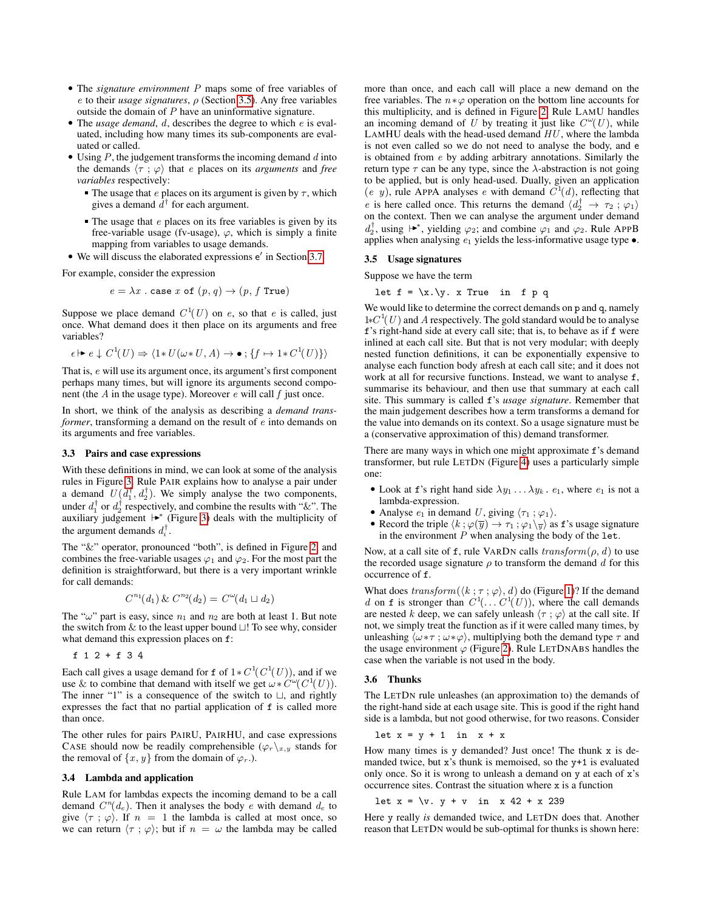- The *signature environment* $P$ maps some of free variables of $e$ to their *usage signatures*, $\rho$ (Section 3.5). Any free variables outside the domain of $P$ have an uninformative signature.
- The *usage demand*, $d$, describes the degree to which $e$ is evaluated, including how many times its sub-components are evaluated or called.
- Using $P$, the judgement transforms the incoming demand $d$ into the demands $\langle \tau \ ; \ \varphi \rangle$ that $e$ places on its *arguments* and *free variables* respectively:
  - The usage that $e$ places on its argument is given by $\tau$, which gives a demand $d^{\dagger}$ for each argument.
  - The usage that $e$ places on its free variables is given by its free-variable usage (fv-usage), $\varphi$, which is simply a finite mapping from variables to usage demands.
- We will discuss the elaborated expressions $\mathsf{e}'$ in Section 3.7.

For example, consider the expression

$$e = \lambda x \ . \ \texttt{case}\ x\ \texttt{of}\ (p, q) \to (p, f\ \texttt{True})$$

Suppose we place demand $C^1(U)$ on $e$, so that $e$ is called, just once. What demand does it then place on its arguments and free variables?

$$\epsilon \mapsto e \downarrow C^1(U) \Rightarrow \langle 1{*}U(\omega{*}U, A) \to \bullet \ ; \{f \mapsto 1{*}C^1(U)\}\rangle$$

That is, $e$ will use its argument once, its argument's first component perhaps many times, but will ignore its arguments second component (the $A$ in the usage type). Moreover $e$ will call $f$ just once.

In short, we think of the analysis as describing a *demand transformer*, transforming a demand on the result of $e$ into demands on its arguments and free variables.

### 3.3 Pairs and case expressions

With these definitions in mind, we can look at some of the analysis rules in Figure 3. Rule PAIR explains how to analyse a pair under a demand $U(d_1^{\dagger}, d_2^{\dagger})$. We simply analyse the two components, under $d_1^{\dagger}$ or $d_2^{\dagger}$ respectively, and combine the results with "&". The auxiliary judgement $\mapsto^{*}$ (Figure 3) deals with the multiplicity of the argument demands $d_i^{\dagger}$.

The "&" operator, pronounced "both", is defined in Figure 2, and combines the free-variable usages $\varphi_1$ and $\varphi_2$. For the most part the definition is straightforward, but there is a very important wrinkle for call demands:

$$C^{n_1}(d_1) \,\&\, C^{n_2}(d_2) = C^{\omega}(d_1 \sqcup d_2)$$

The "$\omega$" part is easy, since $n_1$ and $n_2$ are both at least 1. But note the switch from & to the least upper bound $\sqcup$! To see why, consider what demand this expression places on `f`:

```
f 1 2 + f 3 4
```

Each call gives a usage demand for `f` of $1{*}C^1(C^1(U))$, and if we use & to combine that demand with itself we get $\omega{*}C^{\omega}(C^1(U))$. The inner "1" is a consequence of the switch to $\sqcup$, and rightly expresses the fact that no partial application of `f` is called more than once.

The other rules for pairs PAIRU, PAIRHU, and case expressions CASE should now be readily comprehensible ($\varphi_r\backslash_{x,y}$ stands for the removal of $\{x, y\}$ from the domain of $\varphi_r$.).

### 3.4 Lambda and application

Rule LAM for lambdas expects the incoming demand to be a call demand $C^n(d_e)$. Then it analyses the body $e$ with demand $d_e$ to give $\langle \tau \ ; \ \varphi \rangle$. If $n = 1$ the lambda is called at most once, so we can return $\langle \tau \ ; \ \varphi \rangle$; but if $n = \omega$ the lambda may be called more than once, and each call will place a new demand on the free variables. The $n{*}\varphi$ operation on the bottom line accounts for this multiplicity, and is defined in Figure 2. Rule LAMU handles an incoming demand of $U$ by treating it just like $C^{\omega}(U)$, while LAMHU deals with the head-used demand $HU$, where the lambda is not even called so we do not need to analyse the body, and $\mathsf{e}$ is obtained from $e$ by adding arbitrary annotations. Similarly the return type $\tau$ can be any type, since the $\lambda$-abstraction is not going to be applied, but is only head-used. Dually, given an application $(e\ \ y)$, rule APPA analyses $e$ with demand $C^1(d)$, reflecting that $e$ is here called once. This returns the demand $\langle d_2^{\dagger} \to \tau_2 \ ; \ \varphi_1 \rangle$ on the context. Then we can analyse the argument under demand $d_2^{\dagger}$, using $\mapsto^{*}$, yielding $\varphi_2$; and combine $\varphi_1$ and $\varphi_2$. Rule APPB applies when analysing $e_1$ yields the less-informative usage type $\bullet$.

### 3.5 Usage signatures

Suppose we have the term

```
let f = \x.\y. x True  in  f p q
```

We would like to determine the correct demands on `p` and `q`, namely $1{*}C^1(U)$ and $A$ respectively. The gold standard would be to analyse `f`'s right-hand side at every call site; that is, to behave as if `f` were inlined at each call site. But that is not very modular; with deeply nested function definitions, it can be exponentially expensive to analyse each function body afresh at each call site; and it does not work at all for recursive functions. Instead, we want to analyse `f`, summarise its behaviour, and then use that summary at each call site. This summary is called `f`'s *usage signature*. Remember that the main judgement describes how a term transforms a demand for the value into demands on its context. So a usage signature must be a (conservative approximation of this) demand transformer.

There are many ways in which one might approximate `f`'s demand transformer, but rule LETDN (Figure 4) uses a particularly simple one:

- Look at `f`'s right hand side $\lambda y_1 \ldots \lambda y_k \ . \ e_1$, where $e_1$ is not a lambda-expression.
- Analyse $e_1$ in demand $U$, giving $\langle \tau_1 \ ; \ \varphi_1 \rangle$.
- Record the triple $\langle k \ ; \varphi(\overline{y}) \to \tau_1 \ ; \varphi_1\backslash_{\overline{y}} \rangle$ as `f`'s usage signature in the environment $P$ when analysing the body of the `let`.

Now, at a call site of `f`, rule VARDN calls $transform(\rho, d)$ to use the recorded usage signature $\rho$ to transform the demand $d$ for this occurrence of `f`.

What does $transform(\langle k \ ; \tau \ ; \varphi \rangle, d)$ do (Figure 1)? If the demand $d$ on `f` is stronger than $C^1(\ldots C^1(U))$, where the call demands are nested $k$ deep, we can safely unleash $\langle \tau \ ; \varphi \rangle$ at the call site. If not, we simply treat the function as if it were called many times, by unleashing $\langle \omega{*}\tau \ ; \omega{*}\varphi \rangle$, multiplying both the demand type $\tau$ and the usage environment $\varphi$ (Figure 2). Rule LETDNABS handles the case when the variable is not used in the body.

### 3.6 Thunks

The LETDN rule unleashes (an approximation to) the demands of the right-hand side at each usage site. This is good if the right hand side is a lambda, but not good otherwise, for two reasons. Consider

```
let x = y + 1  in  x + x
```

How many times is `y` demanded? Just once! The thunk `x` is demanded twice, but `x`'s thunk is memoised, so the `y+1` is evaluated only once. So it is wrong to unleash a demand on `y` at each of `x`'s occurrence sites. Contrast the situation where `x` is a function

```
let x = \v. y + v  in  x 42 + x 239
```

Here `y` really *is* demanded twice, and LETDN does that. Another reason that LETDN would be sub-optimal for thunks is shown here: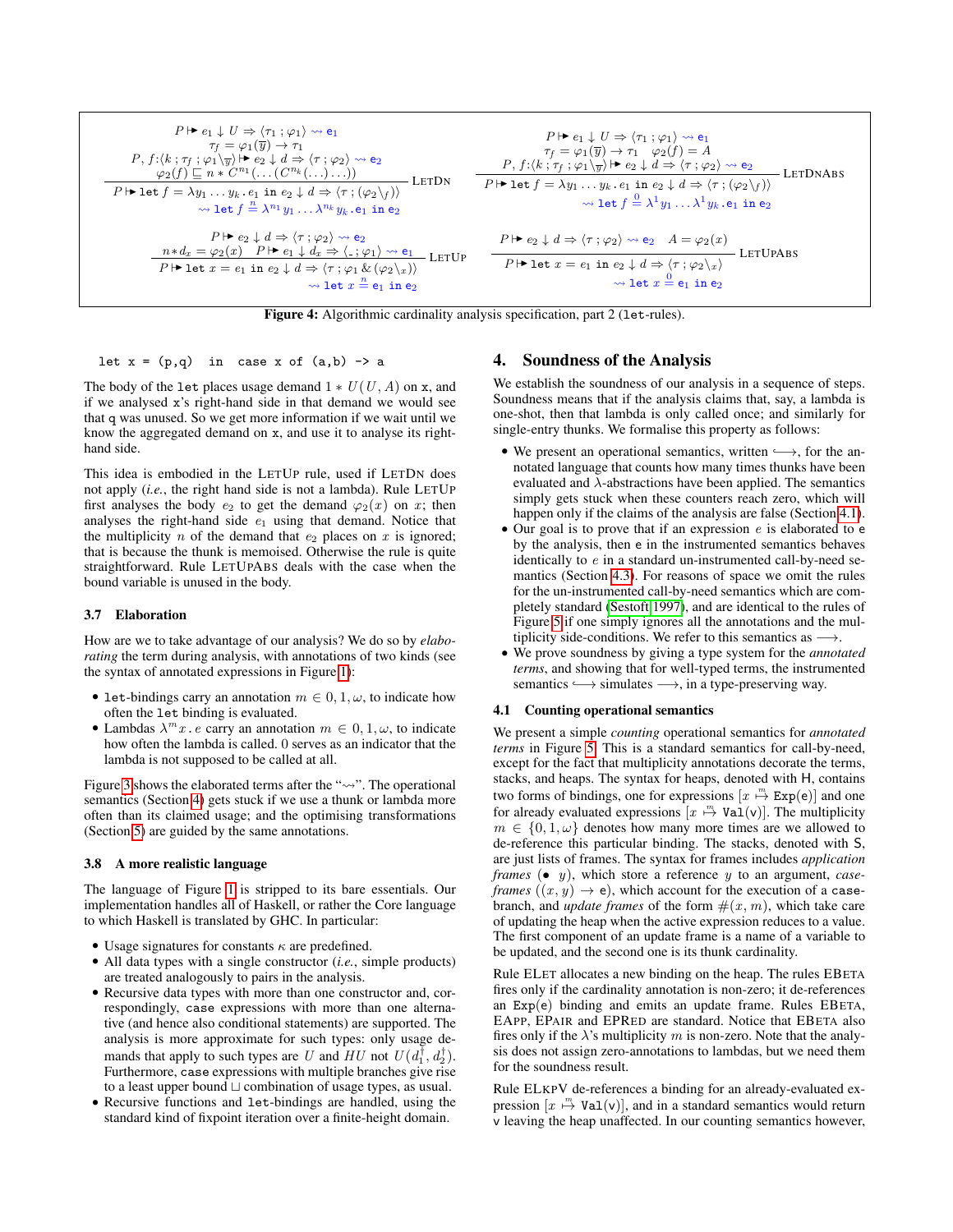$$
\frac{\begin{array}{c} P \mapsto e_1 \downarrow U \Rightarrow \langle \tau_1 \,;\, \varphi_1 \rangle \rightsquigarrow \mathtt{e_1} \\ \tau_f = \varphi_1(\overline{y}) \rightarrow \tau_1 \\ P,\, f{:}\langle k \,;\, \tau_f \,;\, \varphi_1 \backslash_{\overline{y}} \rangle \mapsto e_2 \downarrow d \Rightarrow \langle \tau \,;\, \varphi_2 \rangle \rightsquigarrow \mathtt{e_2} \\ \varphi_2(f) \sqsubseteq n * C^{n_1}(\ldots (C^{n_k}(\ldots)\ldots)) \end{array}}{\begin{array}{c} P \mapsto \mathtt{let}\ f = \lambda y_1 \ldots y_k \,.\, e_1\ \mathtt{in}\ e_2 \downarrow d \Rightarrow \langle \tau \,;\, (\varphi_2 \backslash_f) \rangle \\ \rightsquigarrow \mathtt{let}\ f \overset{n}{=} \lambda^{n_1} y_1 \ldots \lambda^{n_k} y_k \,.\, \mathtt{e_1}\ \mathtt{in}\ \mathtt{e_2} \end{array}} \ \textsc{LetDn}
$$

$$
\frac{\begin{array}{c} P \mapsto e_1 \downarrow U \Rightarrow \langle \tau_1 \,;\, \varphi_1 \rangle \rightsquigarrow \mathtt{e_1} \\ \tau_f = \varphi_1(\overline{y}) \rightarrow \tau_1 \quad \varphi_2(f) = A \\ P,\, f{:}\langle k \,;\, \tau_f \,;\, \varphi_1 \backslash_{\overline{y}} \rangle \mapsto e_2 \downarrow d \Rightarrow \langle \tau \,;\, \varphi_2 \rangle \rightsquigarrow \mathtt{e_2} \end{array}}{\begin{array}{c} P \mapsto \mathtt{let}\ f = \lambda y_1 \ldots y_k \,.\, e_1\ \mathtt{in}\ e_2 \downarrow d \Rightarrow \langle \tau \,;\, (\varphi_2 \backslash_f) \rangle \\ \rightsquigarrow \mathtt{let}\ f \overset{0}{=} \lambda^1 y_1 \ldots \lambda^1 y_k \,.\, \mathtt{e_1}\ \mathtt{in}\ \mathtt{e_2} \end{array}} \ \textsc{LetDnAbs}
$$

$$
\frac{\begin{array}{c} P \mapsto e_2 \downarrow d \Rightarrow \langle \tau \,;\, \varphi_2 \rangle \rightsquigarrow \mathtt{e_2} \\ n * d_x = \varphi_2(x) \quad P \mapsto e_1 \downarrow d_x \Rightarrow \langle \_ \,;\, \varphi_1 \rangle \rightsquigarrow \mathtt{e_1} \end{array}}{\begin{array}{c} P \mapsto \mathtt{let}\ x = e_1\ \mathtt{in}\ e_2 \downarrow d \Rightarrow \langle \tau \,;\, \varphi_1 \,\&\, (\varphi_2 \backslash_x) \rangle \\ \rightsquigarrow \mathtt{let}\ x \overset{n}{=} \mathtt{e_1}\ \mathtt{in}\ \mathtt{e_2} \end{array}} \ \textsc{LetUp}
$$

$$
\frac{P \mapsto e_2 \downarrow d \Rightarrow \langle \tau \,;\, \varphi_2 \rangle \rightsquigarrow \mathtt{e_2} \quad A = \varphi_2(x)}{\begin{array}{c} P \mapsto \mathtt{let}\ x = e_1\ \mathtt{in}\ e_2 \downarrow d \Rightarrow \langle \tau \,;\, \varphi_2 \backslash_x \rangle \\ \rightsquigarrow \mathtt{let}\ x \overset{0}{=} \mathtt{e_1}\ \mathtt{in}\ \mathtt{e_2} \end{array}} \ \textsc{LetUpAbs}
$$

**Figure 4:** Algorithmic cardinality analysis specification, part 2 (let-rules).

```
let x = (p,q)   in   case x of (a,b) -> a
```

The body of the let places usage demand $1 * U(U, A)$ on x, and if we analysed x's right-hand side in that demand we would see that q was unused. So we get more information if we wait until we know the aggregated demand on x, and use it to analyse its right-hand side.

This idea is embodied in the LetUp rule, used if LetDn does not apply (*i.e.*, the right hand side is not a lambda). Rule LetUp first analyses the body $e_2$ to get the demand $\varphi_2(x)$ on $x$; then analyses the right-hand side $e_1$ using that demand. Notice that the multiplicity $n$ of the demand that $e_2$ places on $x$ is ignored; that is because the thunk is memoised. Otherwise the rule is quite straightforward. Rule LetUpAbs deals with the case when the bound variable is unused in the body.

### 3.7 Elaboration

How are we to take advantage of our analysis? We do so by *elaborating* the term during analysis, with annotations of two kinds (see the syntax of annotated expressions in Figure 1):

- let-bindings carry an annotation $m \in 0, 1, \omega$, to indicate how often the let binding is evaluated.
- Lambdas $\lambda^m x \,.\, e$ carry an annotation $m \in 0, 1, \omega$, to indicate how often the lambda is called. 0 serves as an indicator that the lambda is not supposed to be called at all.

Figure 3 shows the elaborated terms after the "$\rightsquigarrow$". The operational semantics (Section 4) gets stuck if we use a thunk or lambda more often than its claimed usage; and the optimising transformations (Section 5) are guided by the same annotations.

### 3.8 A more realistic language

The language of Figure 1 is stripped to its bare essentials. Our implementation handles all of Haskell, or rather the Core language to which Haskell is translated by GHC. In particular:

- Usage signatures for constants $\kappa$ are predefined.
- All data types with a single constructor (*i.e.*, simple products) are treated analogously to pairs in the analysis.
- Recursive data types with more than one constructor and, correspondingly, case expressions with more than one alternative (and hence also conditional statements) are supported. The analysis is more approximate for such types: only usage demands that apply to such types are $U$ and $HU$ not $U(d_1^\dagger, d_2^\dagger)$. Furthermore, case expressions with multiple branches give rise to a least upper bound $\sqcup$ combination of usage types, as usual.
- Recursive functions and let-bindings are handled, using the standard kind of fixpoint iteration over a finite-height domain.

## 4. Soundness of the Analysis

We establish the soundness of our analysis in a sequence of steps. Soundness means that if the analysis claims that, say, a lambda is one-shot, then that lambda is only called once; and similarly for single-entry thunks. We formalise this property as follows:

- We present an operational semantics, written $\hookrightarrow$, for the annotated language that counts how many times thunks have been evaluated and $\lambda$-abstractions have been applied. The semantics simply gets stuck when these counters reach zero, which will happen only if the claims of the analysis are false (Section 4.1).
- Our goal is to prove that if an expression $e$ is elaborated to $\mathtt{e}$ by the analysis, then $\mathtt{e}$ in the instrumented semantics behaves identically to $e$ in a standard un-instrumented call-by-need semantics (Section 4.3). For reasons of space we omit the rules for the un-instrumented call-by-need semantics which are completely standard (Sestoft 1997), and are identical to the rules of Figure 5 if one simply ignores all the annotations and the multiplicity side-conditions. We refer to this semantics as $\longrightarrow$.
- We prove soundness by giving a type system for the *annotated terms*, and showing that for well-typed terms, the instrumented semantics $\hookrightarrow$ simulates $\longrightarrow$, in a type-preserving way.

### 4.1 Counting operational semantics

We present a simple *counting* operational semantics for *annotated terms* in Figure 5. This is a standard semantics for call-by-need, except for the fact that multiplicity annotations decorate the terms, stacks, and heaps. The syntax for heaps, denoted with H, contains two forms of bindings, one for expressions $[x \overset{m}{\mapsto} \mathtt{Exp(e)}]$ and one for already evaluated expressions $[x \overset{m}{\mapsto} \mathtt{Val(v)}]$. The multiplicity $m \in \{0, 1, \omega\}$ denotes how many more times are we allowed to de-reference this particular binding. The stacks, denoted with S, are just lists of frames. The syntax for frames includes *application frames* ($\bullet\ y$), which store a reference $y$ to an argument, *case-frames* ($(x, y) \rightarrow \mathtt{e}$), which account for the execution of a case-branch, and *update frames* of the form $\#(x, m)$, which take care of updating the heap when the active expression reduces to a value. The first component of an update frame is a name of a variable to be updated, and the second one is its thunk cardinality.

Rule ELet allocates a new binding on the heap. The rules EBeta fires only if the cardinality annotation is non-zero; it de-references an $\mathtt{Exp(e)}$ binding and emits an update frame. Rules EBeta, EApp, EPair and EPRed are standard. Notice that EBeta also fires only if the $\lambda$'s multiplicity $m$ is non-zero. Note that the analysis does not assign zero-annotations to lambdas, but we need them for the soundness result.

Rule ElkpV de-references a binding for an already-evaluated expression $[x \overset{m}{\mapsto} \mathtt{Val(v)}]$, and in a standard semantics would return v leaving the heap unaffected. In our counting semantics however,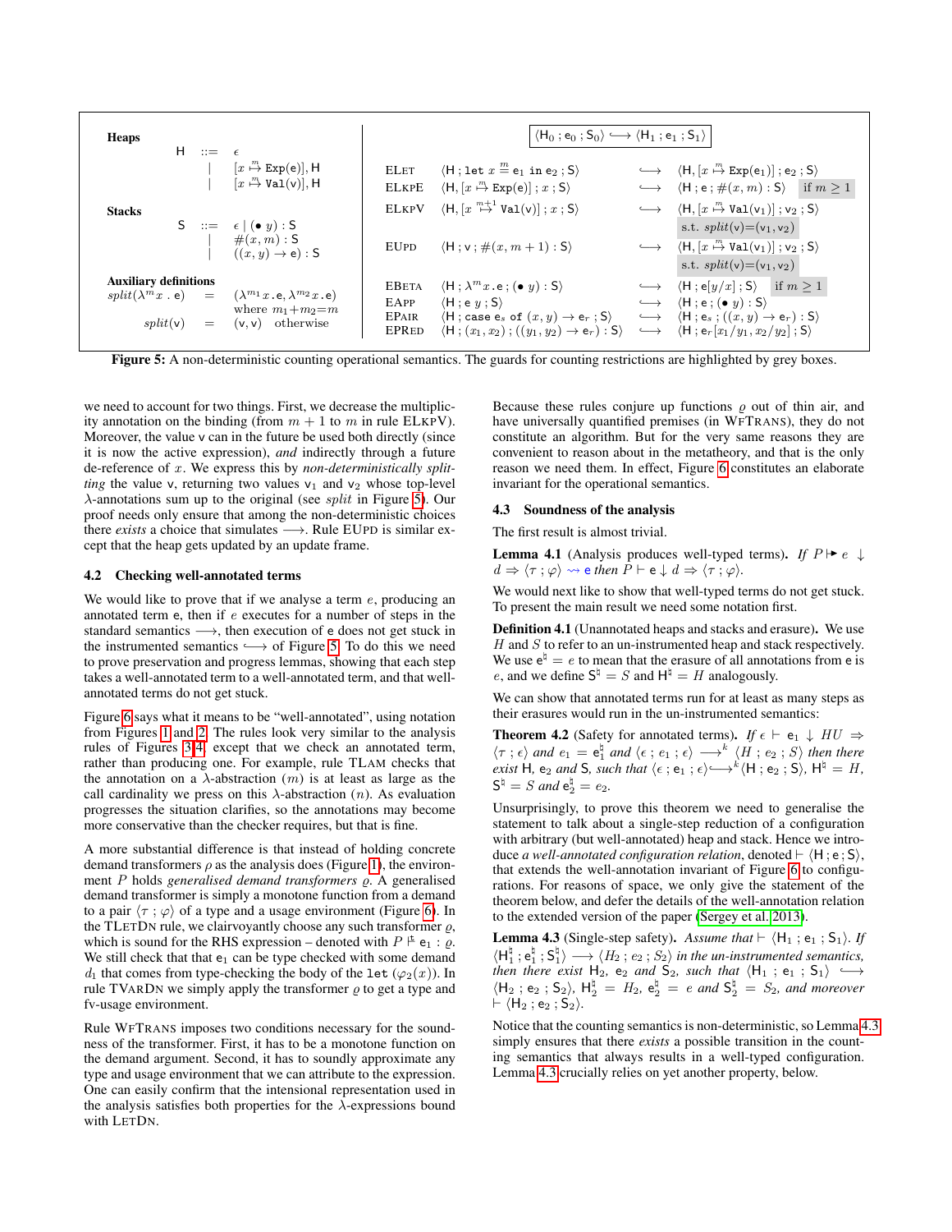**Heaps**

$$\mathsf{H} ::= \epsilon \mid [x \overset{m}{\mapsto} \mathtt{Exp}(\mathsf{e})], \mathsf{H} \mid [x \overset{m}{\mapsto} \mathtt{Val}(\mathsf{v})], \mathsf{H}$$

**Stacks**

$$\mathsf{S} ::= \epsilon \mid (\bullet\ y) : \mathsf{S} \mid \#(x, m) : \mathsf{S} \mid ((x, y) \to \mathsf{e}) : \mathsf{S}$$

**Auxiliary definitions**

$$\mathit{split}(\lambda^m x\,.\,\mathsf{e}) = (\lambda^{m_1} x.\mathsf{e}, \lambda^{m_2} x.\mathsf{e}) \quad \text{where } m_1{+}m_2{=}m$$

$$\mathit{split}(\mathsf{v}) = (\mathsf{v}, \mathsf{v}) \quad \text{otherwise}$$

$$\boxed{\langle \mathsf{H}_0 \,;\, \mathsf{e}_0 \,;\, \mathsf{S}_0 \rangle \hookrightarrow \langle \mathsf{H}_1 \,;\, \mathsf{e}_1 \,;\, \mathsf{S}_1 \rangle}$$

| Rule | | | | |
|---|---|---|---|---|
| ELET | $\langle \mathsf{H} \,;\, \mathtt{let}\ x \overset{m}{=} \mathsf{e}_1\ \mathtt{in}\ \mathsf{e}_2 \,;\, \mathsf{S} \rangle$ | $\hookrightarrow$ | $\langle \mathsf{H}, [x \overset{m}{\mapsto} \mathtt{Exp}(\mathsf{e}_1)] \,;\, \mathsf{e}_2 \,;\, \mathsf{S} \rangle$ | |
| ELKPE | $\langle \mathsf{H}, [x \overset{m}{\mapsto} \mathtt{Exp}(\mathsf{e})] \,;\, x \,;\, \mathsf{S} \rangle$ | $\hookrightarrow$ | $\langle \mathsf{H} \,;\, \mathsf{e} \,;\, \#(x, m) : \mathsf{S} \rangle$ | if $m \geq 1$ |
| ELKPV | $\langle \mathsf{H}, [x \overset{m+1}{\mapsto} \mathtt{Val}(\mathsf{v})] \,;\, x \,;\, \mathsf{S} \rangle$ | $\hookrightarrow$ | $\langle \mathsf{H}, [x \overset{m}{\mapsto} \mathtt{Val}(\mathsf{v}_1)] \,;\, \mathsf{v}_2 \,;\, \mathsf{S} \rangle$ | s.t. $\mathit{split}(\mathsf{v}) = (\mathsf{v}_1, \mathsf{v}_2)$ |
| EUPD | $\langle \mathsf{H} \,;\, \mathsf{v} \,;\, \#(x, m+1) : \mathsf{S} \rangle$ | $\hookrightarrow$ | $\langle \mathsf{H}, [x \overset{m}{\mapsto} \mathtt{Val}(\mathsf{v}_1)] \,;\, \mathsf{v}_2 \,;\, \mathsf{S} \rangle$ | s.t. $\mathit{split}(\mathsf{v}) = (\mathsf{v}_1, \mathsf{v}_2)$ |
| EBETA | $\langle \mathsf{H} \,;\, \lambda^m x.\mathsf{e} \,;\, (\bullet\ y) : \mathsf{S} \rangle$ | $\hookrightarrow$ | $\langle \mathsf{H} \,;\, \mathsf{e}[y/x] \,;\, \mathsf{S} \rangle$ | if $m \geq 1$ |
| EAPP | $\langle \mathsf{H} \,;\, \mathsf{e}\ y \,;\, \mathsf{S} \rangle$ | $\hookrightarrow$ | $\langle \mathsf{H} \,;\, \mathsf{e} \,;\, (\bullet\ y) : \mathsf{S} \rangle$ | |
| EPAIR | $\langle \mathsf{H} \,;\, \mathtt{case}\ \mathsf{e}_s\ \mathtt{of}\ (x, y) \to \mathsf{e}_r \,;\, \mathsf{S} \rangle$ | $\hookrightarrow$ | $\langle \mathsf{H} \,;\, \mathsf{e}_s \,;\, ((x, y) \to \mathsf{e}_r) : \mathsf{S} \rangle$ | |
| EPRED | $\langle \mathsf{H} \,;\, (x_1, x_2) \,;\, ((y_1, y_2) \to \mathsf{e}_r) : \mathsf{S} \rangle$ | $\hookrightarrow$ | $\langle \mathsf{H} \,;\, \mathsf{e}_r[x_1/y_1, x_2/y_2] \,;\, \mathsf{S} \rangle$ | |

**Figure 5:** A non-deterministic counting operational semantics. The guards for counting restrictions are highlighted by grey boxes.

we need to account for two things. First, we decrease the multiplicity annotation on the binding (from $m + 1$ to $m$ in rule ELKPV). Moreover, the value $\mathsf{v}$ can in the future be used both directly (since it is now the active expression), *and* indirectly through a future de-reference of $x$. We express this by *non-deterministically splitting* the value $\mathsf{v}$, returning two values $\mathsf{v}_1$ and $\mathsf{v}_2$ whose top-level $\lambda$-annotations sum up to the original (see *split* in Figure 5). Our proof needs only ensure that among the non-deterministic choices there *exists* a choice that simulates $\longrightarrow$. Rule EUPD is similar except that the heap gets updated by an update frame.

### 4.2 Checking well-annotated terms

We would like to prove that if we analyse a term $e$, producing an annotated term $\mathsf{e}$, then if $e$ executes for a number of steps in the standard semantics $\longrightarrow$, then execution of $\mathsf{e}$ does not get stuck in the instrumented semantics $\hookrightarrow$ of Figure 5. To do this we need to prove preservation and progress lemmas, showing that each step takes a well-annotated term to a well-annotated term, and that well-annotated terms do not get stuck.

Figure 6 says what it means to be "well-annotated", using notation from Figures 1 and 2. The rules look very similar to the analysis rules of Figures 3–4, except that we check an annotated term, rather than producing one. For example, rule TLAM checks that the annotation on a $\lambda$-abstraction ($m$) is at least as large as the call cardinality we press on this $\lambda$-abstraction ($n$). As evaluation progresses the situation clarifies, so the annotations may become more conservative than the checker requires, but that is fine.

A more substantial difference is that instead of holding concrete demand transformers $\rho$ as the analysis does (Figure 1), the environment $P$ holds *generalised demand transformers* $\varrho$. A generalised demand transformer is simply a monotone function from a demand to a pair $\langle \tau \,;\, \varphi \rangle$ of a type and a usage environment (Figure 6). In the TLETDN rule, we clairvoyantly choose any such transformer $\varrho$, which is sound for the RHS expression – denoted with $P \models \mathsf{e}_1 : \varrho$. We still check that that $\mathsf{e}_1$ can be type checked with some demand $d_1$ that comes from type-checking the body of the `let` ($\varphi_2(x)$). In rule TVARDN we simply apply the transformer $\varrho$ to get a type and fv-usage environment.

Rule WFTRANS imposes two conditions necessary for the soundness of the transformer. First, it has to be a monotone function on the demand argument. Second, it has to soundly approximate any type and usage environment that we can attribute to the expression. One can easily confirm that the intensional representation used in the analysis satisfies both properties for the $\lambda$-expressions bound with LETDN.

Because these rules conjure up functions $\varrho$ out of thin air, and have universally quantified premises (in WFTRANS), they do not constitute an algorithm. But for the very same reasons they are convenient to reason about in the metatheory, and that is the only reason we need them. In effect, Figure 6 constitutes an elaborate invariant for the operational semantics.

### 4.3 Soundness of the analysis

The first result is almost trivial.

**Lemma 4.1** (Analysis produces well-typed terms). *If* $P \mapsto e \downarrow d \Rightarrow \langle \tau \,;\, \varphi \rangle \rightsquigarrow \mathsf{e}$ *then* $P \vdash \mathsf{e} \downarrow d \Rightarrow \langle \tau \,;\, \varphi \rangle$.

We would next like to show that well-typed terms do not get stuck. To present the main result we need some notation first.

**Definition 4.1** (Unannotated heaps and stacks and erasure). We use $H$ and $S$ to refer to an un-instrumented heap and stack respectively. We use $\mathsf{e}^\natural = e$ to mean that the erasure of all annotations from $\mathsf{e}$ is $e$, and we define $\mathsf{S}^\natural = S$ and $\mathsf{H}^\natural = H$ analogously.

We can show that annotated terms run for at least as many steps as their erasures would run in the un-instrumented semantics:

**Theorem 4.2** (Safety for annotated terms). *If* $\epsilon \vdash \mathsf{e}_1 \downarrow HU \Rightarrow \langle \tau \,;\, \epsilon \rangle$ *and* $e_1 = \mathsf{e}_1^\natural$ *and* $\langle \epsilon \,;\, e_1 \,;\, \epsilon \rangle \longrightarrow^k \langle H \,;\, e_2 \,;\, S \rangle$ *then there exist* $\mathsf{H}$, $\mathsf{e}_2$ *and* $\mathsf{S}$, *such that* $\langle \epsilon \,;\, \mathsf{e}_1 \,;\, \epsilon \rangle \hookrightarrow^k \langle \mathsf{H} \,;\, \mathsf{e}_2 \,;\, \mathsf{S} \rangle$, $\mathsf{H}^\natural = H$, $\mathsf{S}^\natural = S$ *and* $\mathsf{e}_2^\natural = e_2$.

Unsurprisingly, to prove this theorem we need to generalise the statement to talk about a single-step reduction of a configuration with arbitrary (but well-annotated) heap and stack. Hence we introduce *a well-annotated configuration relation*, denoted $\vdash \langle \mathsf{H} \,;\, \mathsf{e} \,;\, \mathsf{S} \rangle$, that extends the well-annotation invariant of Figure 6 to configurations. For reasons of space, we only give the statement of the theorem below, and defer the details of the well-annotation relation to the extended version of the paper (Sergey et al. 2013).

**Lemma 4.3** (Single-step safety). *Assume that* $\vdash \langle \mathsf{H}_1 \,;\, \mathsf{e}_1 \,;\, \mathsf{S}_1 \rangle$. *If* $\langle \mathsf{H}_1^\natural \,;\, \mathsf{e}_1^\natural \,;\, \mathsf{S}_1^\natural \rangle \longrightarrow \langle H_2 \,;\, e_2 \,;\, S_2 \rangle$ *in the un-instrumented semantics, then there exist* $\mathsf{H}_2$, $\mathsf{e}_2$ *and* $\mathsf{S}_2$, *such that* $\langle \mathsf{H}_1 \,;\, \mathsf{e}_1 \,;\, \mathsf{S}_1 \rangle \hookrightarrow \langle \mathsf{H}_2 \,;\, \mathsf{e}_2 \,;\, \mathsf{S}_2 \rangle$, $\mathsf{H}_2^\natural = H_2$, $\mathsf{e}_2^\natural = e$ *and* $\mathsf{S}_2^\natural = S_2$, *and moreover* $\vdash \langle \mathsf{H}_2 \,;\, \mathsf{e}_2 \,;\, \mathsf{S}_2 \rangle$.

Notice that the counting semantics is non-deterministic, so Lemma 4.3 simply ensures that there *exists* a possible transition in the counting semantics that always results in a well-typed configuration. Lemma 4.3 crucially relies on yet another property, below.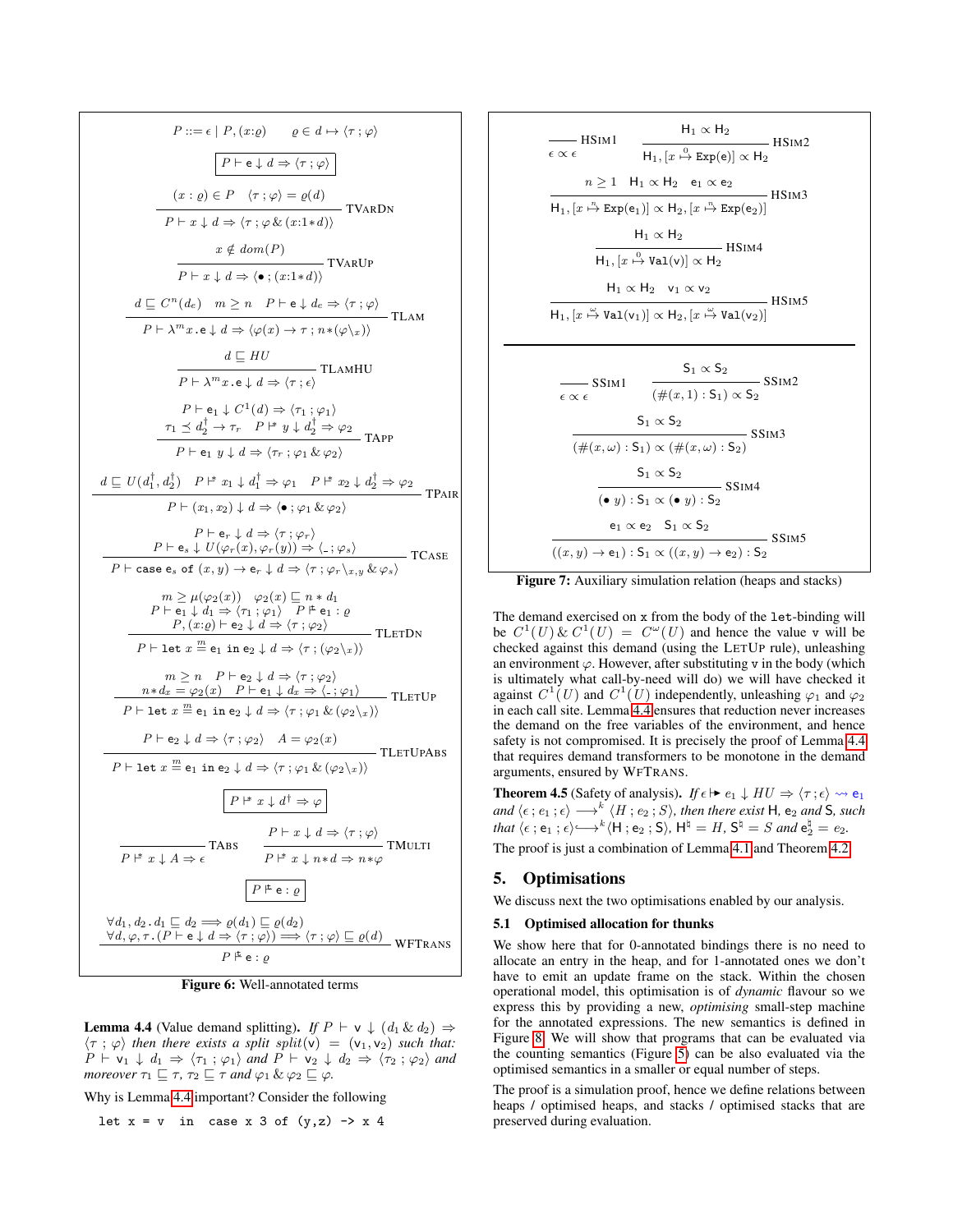$$P ::= \epsilon \mid P, (x{:}\varrho) \qquad \varrho \in d \mapsto \langle \tau \,;\, \varphi \rangle$$

$$\boxed{P \vdash \mathtt{e} \downarrow d \Rightarrow \langle \tau \,;\, \varphi \rangle}$$

$$\frac{(x : \varrho) \in P \quad \langle \tau \,;\, \varphi \rangle = \varrho(d)}{P \vdash x \downarrow d \Rightarrow \langle \tau \,;\, \varphi \,\&\, (x{:}1{*}d) \rangle}\ \textsc{TVarDn}$$

$$\frac{x \notin dom(P)}{P \vdash x \downarrow d \Rightarrow \langle \bullet \,;\, (x{:}1{*}d) \rangle}\ \textsc{TVarUp}$$

$$\frac{d \sqsubseteq C^n(d_e) \quad m \geq n \quad P \vdash \mathtt{e} \downarrow d_e \Rightarrow \langle \tau \,;\, \varphi \rangle}{P \vdash \lambda^m x\,.\,\mathtt{e} \downarrow d \Rightarrow \langle \varphi(x) \to \tau \,;\, n{*}(\varphi \backslash_x) \rangle}\ \textsc{TLam}$$

$$\frac{d \sqsubseteq HU}{P \vdash \lambda^m x\,.\,\mathtt{e} \downarrow d \Rightarrow \langle \tau \,;\, \epsilon \rangle}\ \textsc{TLamHU}$$

$$\frac{\begin{array}{c} P \vdash \mathtt{e}_1 \downarrow C^1(d) \Rightarrow \langle \tau_1 \,;\, \varphi_1 \rangle \\ \tau_1 \preceq d_2^\dagger \to \tau_r \quad P \Vdash^{\!*} y \downarrow d_2^\dagger \Rightarrow \varphi_2 \end{array}}{P \vdash \mathtt{e}_1\ y \downarrow d \Rightarrow \langle \tau_r \,;\, \varphi_1 \,\&\, \varphi_2 \rangle}\ \textsc{TApp}$$

$$\frac{d \sqsubseteq U(d_1^\dagger, d_2^\dagger) \quad P \Vdash^{\!*} x_1 \downarrow d_1^\dagger \Rightarrow \varphi_1 \quad P \Vdash^{\!*} x_2 \downarrow d_2^\dagger \Rightarrow \varphi_2}{P \vdash (x_1, x_2) \downarrow d \Rightarrow \langle \bullet \,;\, \varphi_1 \,\&\, \varphi_2 \rangle}\ \textsc{TPair}$$

$$\frac{\begin{array}{c} P \vdash \mathtt{e}_r \downarrow d \Rightarrow \langle \tau \,;\, \varphi_r \rangle \\ P \vdash \mathtt{e}_s \downarrow U(\varphi_r(x), \varphi_r(y)) \Rightarrow \langle \_ \,;\, \varphi_s \rangle \end{array}}{P \vdash \mathtt{case}\ \mathtt{e}_s\ \mathtt{of}\ (x, y) \to \mathtt{e}_r \downarrow d \Rightarrow \langle \tau \,;\, \varphi_r \backslash_{x,y} \,\&\, \varphi_s \rangle}\ \textsc{TCase}$$

$$\frac{\begin{array}{c} m \geq \mu(\varphi_2(x)) \quad \varphi_2(x) \sqsubseteq n * d_1 \\ P \vdash \mathtt{e}_1 \downarrow d_1 \Rightarrow \langle \tau_1 \,;\, \varphi_1 \rangle \quad P \Vdash \mathtt{e}_1 : \varrho \\ P, (x{:}\varrho) \vdash \mathtt{e}_2 \downarrow d \Rightarrow \langle \tau \,;\, \varphi_2 \rangle \end{array}}{P \vdash \mathtt{let}\ x \overset{m}{=} \mathtt{e}_1\ \mathtt{in}\ \mathtt{e}_2 \downarrow d \Rightarrow \langle \tau \,;\, (\varphi_2 \backslash_x) \rangle}\ \textsc{TLetDn}$$

$$\frac{\begin{array}{c} m \geq n \quad P \vdash \mathtt{e}_2 \downarrow d \Rightarrow \langle \tau \,;\, \varphi_2 \rangle \\ n{*}d_x = \varphi_2(x) \quad P \vdash \mathtt{e}_1 \downarrow d_x \Rightarrow \langle \_ \,;\, \varphi_1 \rangle \end{array}}{P \vdash \mathtt{let}\ x \overset{m}{=} \mathtt{e}_1\ \mathtt{in}\ \mathtt{e}_2 \downarrow d \Rightarrow \langle \tau \,;\, \varphi_1 \,\&\, (\varphi_2 \backslash_x) \rangle}\ \textsc{TLetUp}$$

$$\frac{P \vdash \mathtt{e}_2 \downarrow d \Rightarrow \langle \tau \,;\, \varphi_2 \rangle \quad A = \varphi_2(x)}{P \vdash \mathtt{let}\ x \overset{m}{=} \mathtt{e}_1\ \mathtt{in}\ \mathtt{e}_2 \downarrow d \Rightarrow \langle \tau \,;\, \varphi_1 \,\&\, (\varphi_2 \backslash_x) \rangle}\ \textsc{TLetUpAbs}$$

$$\boxed{P \Vdash^{\!*} x \downarrow d^\dagger \Rightarrow \varphi}$$

$$\frac{}{P \Vdash^{\!*} x \downarrow A \Rightarrow \epsilon}\ \textsc{TAbs} \qquad \frac{P \vdash x \downarrow d \Rightarrow \langle \tau \,;\, \varphi \rangle}{P \Vdash^{\!*} x \downarrow n{*}d \Rightarrow n{*}\varphi}\ \textsc{TMulti}$$

$$\boxed{P \Vdash \mathtt{e} : \varrho}$$

$$\frac{\begin{array}{c} \forall d_1, d_2\,.\, d_1 \sqsubseteq d_2 \Longrightarrow \varrho(d_1) \sqsubseteq \varrho(d_2) \\ \forall d, \varphi, \tau\,.\, (P \vdash \mathtt{e} \downarrow d \Rightarrow \langle \tau \,;\, \varphi \rangle) \Longrightarrow \langle \tau \,;\, \varphi \rangle \sqsubseteq \varrho(d) \end{array}}{P \Vdash \mathtt{e} : \varrho}\ \textsc{WFTrans}$$

**Figure 6:** Well-annotated terms

**Lemma 4.4** (Value demand splitting). *If* $P \vdash \mathtt{v} \downarrow (d_1 \,\&\, d_2) \Rightarrow \langle \tau \,;\, \varphi \rangle$ *then there exists a split* $split(\mathtt{v}) = (\mathtt{v}_1, \mathtt{v}_2)$ *such that:* $P \vdash \mathtt{v}_1 \downarrow d_1 \Rightarrow \langle \tau_1 \,;\, \varphi_1 \rangle$ *and* $P \vdash \mathtt{v}_2 \downarrow d_2 \Rightarrow \langle \tau_2 \,;\, \varphi_2 \rangle$ *and moreover* $\tau_1 \sqsubseteq \tau$, $\tau_2 \sqsubseteq \tau$ *and* $\varphi_1 \,\&\, \varphi_2 \sqsubseteq \varphi$.

Why is Lemma 4.4 important? Consider the following

```
let x = v  in  case x 3 of (y,z) -> x 4
```

$$\frac{}{\epsilon \propto \epsilon}\ \textsc{HSim1} \qquad \frac{\mathsf{H}_1 \propto \mathsf{H}_2}{\mathsf{H}_1, [x \overset{0}{\mapsto} \mathtt{Exp}(\mathtt{e})] \propto \mathsf{H}_2}\ \textsc{HSim2}$$

$$\frac{n \geq 1 \quad \mathsf{H}_1 \propto \mathsf{H}_2 \quad \mathtt{e}_1 \propto \mathtt{e}_2}{\mathsf{H}_1, [x \overset{n}{\mapsto} \mathtt{Exp}(\mathtt{e}_1)] \propto \mathsf{H}_2, [x \overset{n}{\mapsto} \mathtt{Exp}(\mathtt{e}_2)]}\ \textsc{HSim3}$$

$$\frac{\mathsf{H}_1 \propto \mathsf{H}_2}{\mathsf{H}_1, [x \overset{0}{\mapsto} \mathtt{Val}(\mathtt{v})] \propto \mathsf{H}_2}\ \textsc{HSim4}$$

$$\frac{\mathsf{H}_1 \propto \mathsf{H}_2 \quad \mathtt{v}_1 \propto \mathtt{v}_2}{\mathsf{H}_1, [x \overset{\omega}{\mapsto} \mathtt{Val}(\mathtt{v}_1)] \propto \mathsf{H}_2, [x \overset{\omega}{\mapsto} \mathtt{Val}(\mathtt{v}_2)]}\ \textsc{HSim5}$$

$$\frac{}{\epsilon \propto \epsilon}\ \textsc{SSim1} \qquad \frac{\mathsf{S}_1 \propto \mathsf{S}_2}{(\#(x, 1) : \mathsf{S}_1) \propto \mathsf{S}_2}\ \textsc{SSim2}$$

$$\frac{\mathsf{S}_1 \propto \mathsf{S}_2}{(\#(x, \omega) : \mathsf{S}_1) \propto (\#(x, \omega) : \mathsf{S}_2)}\ \textsc{SSim3}$$

$$\frac{\mathsf{S}_1 \propto \mathsf{S}_2}{(\bullet\ y) : \mathsf{S}_1 \propto (\bullet\ y) : \mathsf{S}_2}\ \textsc{SSim4}$$

$$\frac{\mathtt{e}_1 \propto \mathtt{e}_2 \quad \mathsf{S}_1 \propto \mathsf{S}_2}{((x, y) \to \mathtt{e}_1) : \mathsf{S}_1 \propto ((x, y) \to \mathtt{e}_2) : \mathsf{S}_2}\ \textsc{SSim5}$$

**Figure 7:** Auxiliary simulation relation (heaps and stacks)

The demand exercised on `x` from the body of the `let`-binding will be $C^1(U) \,\&\, C^1(U) = C^\omega(U)$ and hence the value `v` will be checked against this demand (using the LetUp rule), unleashing an environment $\varphi$. However, after substituting `v` in the body (which is ultimately what call-by-need will do) we will have checked it against $C^1(U)$ and $C^1(U)$ independently, unleashing $\varphi_1$ and $\varphi_2$ in each call site. Lemma 4.4 ensures that reduction never increases the demand on the free variables of the environment, and hence safety is not compromised. It is precisely the proof of Lemma 4.4 that requires demand transformers to be monotone in the demand arguments, ensured by WFTrans.

**Theorem 4.5** (Safety of analysis). *If* $\epsilon \vdash\!\!\blacktriangleright e_1 \downarrow HU \Rightarrow \langle \tau \,;\, \epsilon \rangle \rightsquigarrow \mathtt{e}_1$ *and* $\langle \epsilon \,;\, e_1 \,;\, \epsilon \rangle \longrightarrow^k \langle H \,;\, e_2 \,;\, S \rangle$*, then there exist* $\mathsf{H}$, $\mathtt{e}_2$ *and* $\mathsf{S}$*, such that* $\langle \epsilon \,;\, \mathtt{e}_1 \,;\, \epsilon \rangle \hookrightarrow^k \langle \mathsf{H} \,;\, \mathtt{e}_2 \,;\, \mathsf{S} \rangle$, $\mathsf{H}^\natural = H$, $\mathsf{S}^\natural = S$ *and* $\mathtt{e}_2^\natural = e_2$.

The proof is just a combination of Lemma 4.1 and Theorem 4.2.

## 5. Optimisations

We discuss next the two optimisations enabled by our analysis.

### 5.1 Optimised allocation for thunks

We show here that for 0-annotated bindings there is no need to allocate an entry in the heap, and for 1-annotated ones we don't have to emit an update frame on the stack. Within the chosen operational model, this optimisation is of *dynamic* flavour so we express this by providing a new, *optimising* small-step machine for the annotated expressions. The new semantics is defined in Figure 8. We will show that programs that can be evaluated via the counting semantics (Figure 5) can be also evaluated via the optimised semantics in a smaller or equal number of steps.

The proof is a simulation proof, hence we define relations between heaps / optimised heaps, and stacks / optimised stacks that are preserved during evaluation.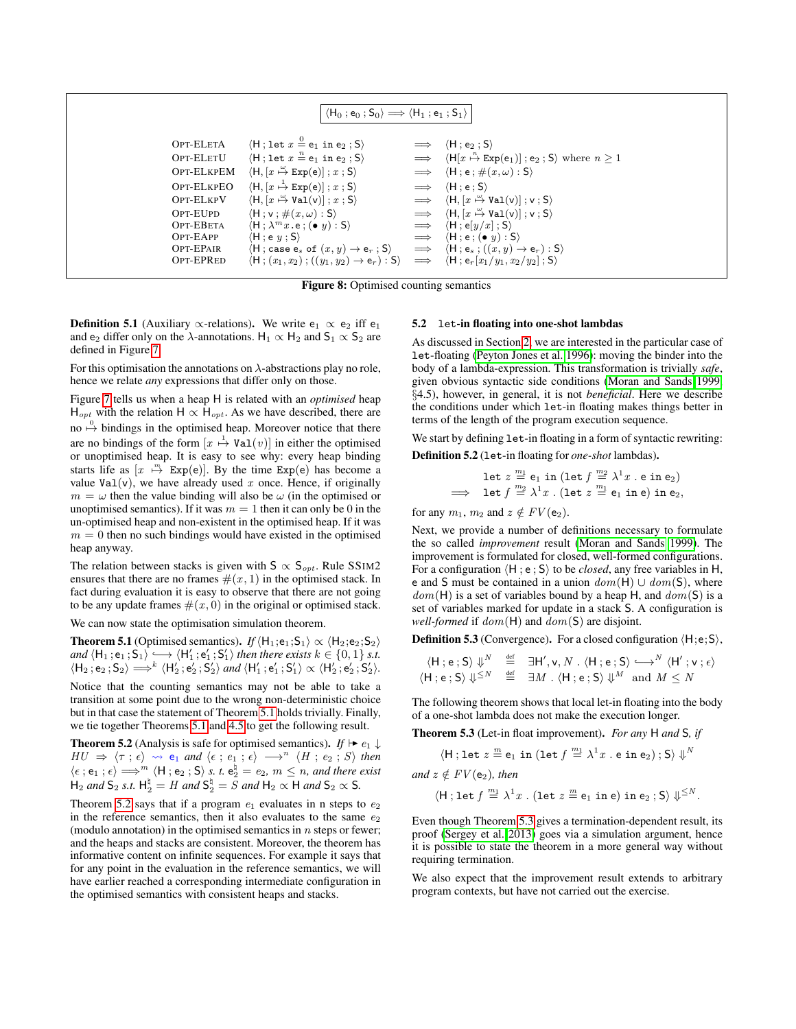$$\boxed{\langle \mathsf{H}_0\, ;\, \mathsf{e}_0\, ;\, \mathsf{S}_0 \rangle \Longrightarrow \langle \mathsf{H}_1\, ;\, \mathsf{e}_1\, ;\, \mathsf{S}_1 \rangle}$$

| | | | |
|---|---|---|---|
| OPT-ELETA | $\langle \mathsf{H}\, ;\, \texttt{let}\ x \overset{0}{=} \mathsf{e}_1\ \texttt{in}\ \mathsf{e}_2\, ;\, \mathsf{S} \rangle$ | $\Longrightarrow$ | $\langle \mathsf{H}\, ;\, \mathsf{e}_2\, ;\, \mathsf{S} \rangle$ |
| OPT-ELETU | $\langle \mathsf{H}\, ;\, \texttt{let}\ x \overset{n}{=} \mathsf{e}_1\ \texttt{in}\ \mathsf{e}_2\, ;\, \mathsf{S} \rangle$ | $\Longrightarrow$ | $\langle \mathsf{H}[x \overset{n}{\mapsto} \texttt{Exp}(\mathsf{e}_1)]\, ;\, \mathsf{e}_2\, ;\, \mathsf{S} \rangle$ where $n \geq 1$ |
| OPT-ELKPEM | $\langle \mathsf{H}, [x \overset{\omega}{\mapsto} \texttt{Exp}(\mathsf{e})]\, ;\, x\, ;\, \mathsf{S} \rangle$ | $\Longrightarrow$ | $\langle \mathsf{H}\, ;\, \mathsf{e}\, ;\, \#(x, \omega) : \mathsf{S} \rangle$ |
| OPT-ELKPEO | $\langle \mathsf{H}, [x \overset{1}{\mapsto} \texttt{Exp}(\mathsf{e})]\, ;\, x\, ;\, \mathsf{S} \rangle$ | $\Longrightarrow$ | $\langle \mathsf{H}\, ;\, \mathsf{e}\, ;\, \mathsf{S} \rangle$ |
| OPT-ELKPV | $\langle \mathsf{H}, [x \overset{\omega}{\mapsto} \texttt{Val}(v)]\, ;\, x\, ;\, \mathsf{S} \rangle$ | $\Longrightarrow$ | $\langle \mathsf{H}, [x \overset{\omega}{\mapsto} \texttt{Val}(v)]\, ;\, \mathsf{v}\, ;\, \mathsf{S} \rangle$ |
| OPT-EUPD | $\langle \mathsf{H}\, ;\, \mathsf{v}\, ;\, \#(x, \omega) : \mathsf{S} \rangle$ | $\Longrightarrow$ | $\langle \mathsf{H}, [x \overset{\omega}{\mapsto} \texttt{Val}(v)]\, ;\, \mathsf{v}\, ;\, \mathsf{S} \rangle$ |
| OPT-EBETA | $\langle \mathsf{H}\, ;\, \lambda^m x . \mathsf{e}\, ;\, (\bullet\ y) : \mathsf{S} \rangle$ | $\Longrightarrow$ | $\langle \mathsf{H}\, ;\, \mathsf{e}[y/x]\, ;\, \mathsf{S} \rangle$ |
| OPT-EAPP | $\langle \mathsf{H}\, ;\, \mathsf{e}\ y\, ;\, \mathsf{S} \rangle$ | $\Longrightarrow$ | $\langle \mathsf{H}\, ;\, \mathsf{e}\, ;\, (\bullet\ y) : \mathsf{S} \rangle$ |
| OPT-EPAIR | $\langle \mathsf{H}\, ;\, \texttt{case}\ \mathsf{e}_s\ \texttt{of}\ (x, y) \to \mathsf{e}_r\, ;\, \mathsf{S} \rangle$ | $\Longrightarrow$ | $\langle \mathsf{H}\, ;\, \mathsf{e}_s\, ;\, ((x, y) \to \mathsf{e}_r) : \mathsf{S} \rangle$ |
| OPT-EPRED | $\langle \mathsf{H}\, ;\, (x_1, x_2)\, ;\, ((y_1, y_2) \to \mathsf{e}_r) : \mathsf{S} \rangle$ | $\Longrightarrow$ | $\langle \mathsf{H}\, ;\, \mathsf{e}_r[x_1/y_1, x_2/y_2]\, ;\, \mathsf{S} \rangle$ |

**Figure 8:** Optimised counting semantics

**Definition 5.1** (Auxiliary $\propto$-relations). We write $\mathsf{e}_1 \propto \mathsf{e}_2$ iff $\mathsf{e}_1$ and $\mathsf{e}_2$ differ only on the $\lambda$-annotations. $\mathsf{H}_1 \propto \mathsf{H}_2$ and $\mathsf{S}_1 \propto \mathsf{S}_2$ are defined in Figure 7.

For this optimisation the annotations on $\lambda$-abstractions play no role, hence we relate *any* expressions that differ only on those.

Figure 7 tells us when a heap H is related with an *optimised* heap $\mathsf{H}_{opt}$ with the relation $\mathsf{H} \propto \mathsf{H}_{opt}$. As we have described, there are no $\overset{0}{\mapsto}$ bindings in the optimised heap. Moreover notice that there are no bindings of the form $[x \overset{1}{\mapsto} \texttt{Val}(v)]$ in either the optimised or unoptimised heap. It is easy to see why: every heap binding starts life as $[x \overset{m}{\mapsto} \texttt{Exp}(\mathsf{e})]$. By the time $\texttt{Exp}(\mathsf{e})$ has become a value $\texttt{Val}(\mathsf{v})$, we have already used $x$ once. Hence, if originally $m = \omega$ then the value binding will also be $\omega$ (in the optimised or unoptimised semantics). If it was $m = 1$ then it can only be 0 in the un-optimised heap and non-existent in the optimised heap. If it was $m = 0$ then no such bindings would have existed in the optimised heap anyway.

The relation between stacks is given with $\mathsf{S} \propto \mathsf{S}_{opt}$. Rule SSIM2 ensures that there are no frames $\#(x, 1)$ in the optimised stack. In fact during evaluation it is easy to observe that there are not going to be any update frames $\#(x, 0)$ in the original or optimised stack.

We can now state the optimisation simulation theorem.

**Theorem 5.1** (Optimised semantics). *If* $\langle \mathsf{H}_1 ; \mathsf{e}_1 ; \mathsf{S}_1 \rangle \propto \langle \mathsf{H}_2 ; \mathsf{e}_2 ; \mathsf{S}_2 \rangle$ *and* $\langle \mathsf{H}_1\, ;\, \mathsf{e}_1\, ;\, \mathsf{S}_1 \rangle \longleftrightarrow \langle \mathsf{H}_1'\, ;\, \mathsf{e}_1'\, ;\, \mathsf{S}_1' \rangle$ *then there exists* $k \in \{0, 1\}$ *s.t.* $\langle \mathsf{H}_2\, ;\, \mathsf{e}_2\, ;\, \mathsf{S}_2 \rangle \Longrightarrow^k \langle \mathsf{H}_2'\, ;\, \mathsf{e}_2'\, ;\, \mathsf{S}_2' \rangle$ *and* $\langle \mathsf{H}_1' ; \mathsf{e}_1' ; \mathsf{S}_1' \rangle \propto \langle \mathsf{H}_2' ; \mathsf{e}_2' ; \mathsf{S}_2' \rangle$.

Notice that the counting semantics may not be able to take a transition at some point due to the wrong non-deterministic choice but in that case the statement of Theorem 5.1 holds trivially. Finally, we tie together Theorems 5.1 and 4.5 to get the following result.

**Theorem 5.2** (Analysis is safe for optimised semantics). *If* $\Vdash e_1 \downarrow HU \Rightarrow \langle \tau\ ;\ \epsilon \rangle \rightsquigarrow \mathsf{e}_1$ *and* $\langle \epsilon\ ;\ e_1\ ;\ \epsilon \rangle \longrightarrow^n \langle H\ ;\ e_2\ ;\ S \rangle$ *then* $\langle \epsilon\, ;\, \mathsf{e}_1\, ;\, \epsilon \rangle \Longrightarrow^m \langle \mathsf{H}\, ;\, \mathsf{e}_2\, ;\, \mathsf{S} \rangle$ *s. t.* $\mathsf{e}_2^\natural = e_2$, $m \leq n$, *and there exist* $\mathsf{H}_2$ *and* $\mathsf{S}_2$ *s.t.* $\mathsf{H}_2^\natural = H$ *and* $\mathsf{S}_2^\natural = S$ *and* $\mathsf{H}_2 \propto \mathsf{H}$ *and* $\mathsf{S}_2 \propto \mathsf{S}$.

Theorem 5.2 says that if a program $e_1$ evaluates in n steps to $e_2$ in the reference semantics, then it also evaluates to the same $e_2$ (modulo annotation) in the optimised semantics in $n$ steps or fewer; and the heaps and stacks are consistent. Moreover, the theorem has informative content on infinite sequences. For example it says that for any point in the evaluation in the reference semantics, we will have earlier reached a corresponding intermediate configuration in the optimised semantics with consistent heaps and stacks.

## 5.2 `let`-in floating into one-shot lambdas

As discussed in Section 2, we are interested in the particular case of `let`-floating (Peyton Jones et al. 1996): moving the binder into the body of a lambda-expression. This transformation is trivially *safe*, given obvious syntactic side conditions (Moran and Sands 1999, §4.5), however, in general, it is not *beneficial*. Here we describe the conditions under which `let`-in floating makes things better in terms of the length of the program execution sequence.

We start by defining `let`-in floating in a form of syntactic rewriting:

**Definition 5.2** (`let`-in floating for *one-shot* lambdas).

$$\begin{array}{ll} & \texttt{let}\ z \overset{m_1}{=} \mathsf{e}_1\ \texttt{in}\ (\texttt{let}\ f \overset{m_2}{=} \lambda^1 x\ .\ \mathsf{e}\ \texttt{in}\ \mathsf{e}_2) \\ \Longrightarrow & \texttt{let}\ f \overset{m_2}{=} \lambda^1 x\ .\ (\texttt{let}\ z \overset{m_1}{=} \mathsf{e}_1\ \texttt{in}\ \mathsf{e})\ \texttt{in}\ \mathsf{e}_2, \end{array}$$

for any $m_1$, $m_2$ and $z \notin FV(\mathsf{e}_2)$.

Next, we provide a number of definitions necessary to formulate the so called *improvement* result (Moran and Sands 1999). The improvement is formulated for closed, well-formed configurations. For a configuration $\langle \mathsf{H}\, ;\, \mathsf{e}\, ;\, \mathsf{S} \rangle$ to be *closed*, any free variables in H, e and S must be contained in a union $dom(\mathsf{H}) \cup dom(\mathsf{S})$, where $dom(\mathsf{H})$ is a set of variables bound by a heap H, and $dom(\mathsf{S})$ is a set of variables marked for update in a stack S. A configuration is *well-formed* if $dom(\mathsf{H})$ and $dom(\mathsf{S})$ are disjoint.

**Definition 5.3** (Convergence). For a closed configuration $\langle \mathsf{H} ; \mathsf{e} ; \mathsf{S} \rangle$,

$$\begin{array}{lcl} \langle \mathsf{H}\, ;\, \mathsf{e}\, ;\, \mathsf{S} \rangle \Downarrow^N & \overset{\text{def}}{=} & \exists \mathsf{H}', \mathsf{v}, N\ .\ \langle \mathsf{H}\, ;\, \mathsf{e}\, ;\, \mathsf{S} \rangle \longleftrightarrow^N \langle \mathsf{H}'\, ;\, \mathsf{v}\, ;\, \epsilon \rangle \\ \langle \mathsf{H}\, ;\, \mathsf{e}\, ;\, \mathsf{S} \rangle \Downarrow^{\leq N} & \overset{\text{def}}{=} & \exists M\ .\ \langle \mathsf{H}\, ;\, \mathsf{e}\, ;\, \mathsf{S} \rangle \Downarrow^M\ \text{and}\ M \leq N \end{array}$$

The following theorem shows that local let-in floating into the body of a one-shot lambda does not make the execution longer.

**Theorem 5.3** (Let-in float improvement). *For any* H *and* S, *if*

$$\langle \mathsf{H}\, ;\, \texttt{let}\ z \overset{m}{=} \mathsf{e}_1\ \texttt{in}\ (\texttt{let}\ f \overset{m_1}{=} \lambda^1 x\ .\ \mathsf{e}\ \texttt{in}\ \mathsf{e}_2)\, ;\, \mathsf{S} \rangle \Downarrow^N$$

*and* $z \notin FV(\mathsf{e}_2)$, *then*

$$\langle \mathsf{H}\, ;\, \texttt{let}\ f \overset{m_1}{=} \lambda^1 x\ .\ (\texttt{let}\ z \overset{m}{=} \mathsf{e}_1\ \texttt{in}\ \mathsf{e})\ \texttt{in}\ \mathsf{e}_2\, ;\, \mathsf{S} \rangle \Downarrow^{\leq N}.$$

Even though Theorem 5.3 gives a termination-dependent result, its proof (Sergey et al. 2013) goes via a simulation argument, hence it is possible to state the theorem in a more general way without requiring termination.

We also expect that the improvement result extends to arbitrary program contexts, but have not carried out the exercise.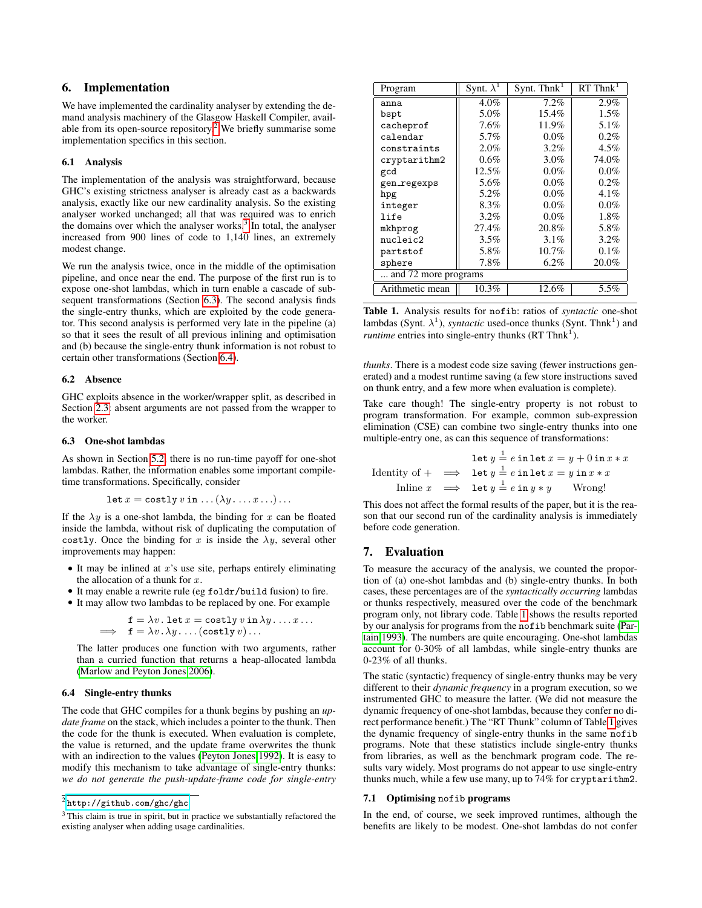## 6. Implementation

We have implemented the cardinality analyser by extending the demand analysis machinery of the Glasgow Haskell Compiler, available from its open-source repository.[2] We briefly summarise some implementation specifics in this section.

### 6.1 Analysis

The implementation of the analysis was straightforward, because GHC's existing strictness analyser is already cast as a backwards analysis, exactly like our new cardinality analysis. So the existing analyser worked unchanged; all that was required was to enrich the domains over which the analyser works.[3] In total, the analyser increased from 900 lines of code to 1,140 lines, an extremely modest change.

We run the analysis twice, once in the middle of the optimisation pipeline, and once near the end. The purpose of the first run is to expose one-shot lambdas, which in turn enable a cascade of subsequent transformations (Section 6.3). The second analysis finds the single-entry thunks, which are exploited by the code generator. This second analysis is performed very late in the pipeline (a) so that it sees the result of all previous inlining and optimisation and (b) because the single-entry thunk information is not robust to certain other transformations (Section 6.4).

### 6.2 Absence

GHC exploits absence in the worker/wrapper split, as described in Section 2.3: absent arguments are not passed from the wrapper to the worker.

### 6.3 One-shot lambdas

As shown in Section 5.2, there is no run-time payoff for one-shot lambdas. Rather, the information enables some important compile-time transformations. Specifically, consider

$$\texttt{let}\ x = \texttt{costly}\ v\ \texttt{in} \ldots (\lambda y. \ldots x \ldots) \ldots$$

If the $\lambda y$ is a one-shot lambda, the binding for $x$ can be floated inside the lambda, without risk of duplicating the computation of `costly`. Once the binding for $x$ is inside the $\lambda y$, several other improvements may happen:

- It may be inlined at $x$'s use site, perhaps entirely eliminating the allocation of a thunk for $x$.
- It may enable a rewrite rule (eg `foldr/build` fusion) to fire.
- It may allow two lambdas to be replaced by one. For example

$$\begin{aligned} & \texttt{f} = \lambda v.\,\texttt{let}\ x = \texttt{costly}\ v\ \texttt{in}\ \lambda y. \ldots x \ldots \\ \Longrightarrow\ & \texttt{f} = \lambda v.\lambda y. \ldots (\texttt{costly}\ v) \ldots \end{aligned}$$

  The latter produces one function with two arguments, rather than a curried function that returns a heap-allocated lambda (Marlow and Peyton Jones 2006).

### 6.4 Single-entry thunks

The code that GHC compiles for a thunk begins by pushing an *update frame* on the stack, which includes a pointer to the thunk. Then the code for the thunk is executed. When evaluation is complete, the value is returned, and the update frame overwrites the thunk with an indirection to the values (Peyton Jones 1992). It is easy to modify this mechanism to take advantage of single-entry thunks: *we do not generate the push-update-frame code for single-entry thunks*. There is a modest code size saving (fewer instructions generated) and a modest runtime saving (a few store instructions saved on thunk entry, and a few more when evaluation is complete).

Take care though! The single-entry property is not robust to program transformation. For example, common sub-expression elimination (CSE) can combine two single-entry thunks into one multiple-entry one, as can this sequence of transformations:

$$\begin{array}{rcl} & & \texttt{let}\ y \overset{1}{=} e\ \texttt{in}\,\texttt{let}\ x = y + 0\ \texttt{in}\ x * x \\ \text{Identity of } + & \Longrightarrow & \texttt{let}\ y \overset{1}{=} e\ \texttt{in}\,\texttt{let}\ x = y\ \texttt{in}\ x * x \\ \text{Inline } x & \Longrightarrow & \texttt{let}\ y \overset{1}{=} e\ \texttt{in}\ y * y \qquad \text{Wrong!} \end{array}$$

This does not affect the formal results of the paper, but it is the reason that our second run of the cardinality analysis is immediately before code generation.

[2] `http://github.com/ghc/ghc`

[3] This claim is true in spirit, but in practice we substantially refactored the existing analyser when adding usage cardinalities.

| Program | Synt. $\lambda^1$ | Synt. Thnk$^1$ | RT Thnk$^1$ |
|---|---|---|---|
| `anna` | 4.0% | 7.2% | 2.9% |
| `bspt` | 5.0% | 15.4% | 1.5% |
| `cacheprof` | 7.6% | 11.9% | 5.1% |
| `calendar` | 5.7% | 0.0% | 0.2% |
| `constraints` | 2.0% | 3.2% | 4.5% |
| `cryptarithm2` | 0.6% | 3.0% | 74.0% |
| `gcd` | 12.5% | 0.0% | 0.0% |
| `gen_regexps` | 5.6% | 0.0% | 0.2% |
| `hpg` | 5.2% | 0.0% | 4.1% |
| `integer` | 8.3% | 0.0% | 0.0% |
| `life` | 3.2% | 0.0% | 1.8% |
| `mkhprog` | 27.4% | 20.8% | 5.8% |
| `nucleic2` | 3.5% | 3.1% | 3.2% |
| `partstof` | 5.8% | 10.7% | 0.1% |
| `sphere` | 7.8% | 6.2% | 20.0% |
| ... and 72 more programs | | | |
| Arithmetic mean | 10.3% | 12.6% | 5.5% |

**Table 1.** Analysis results for `nofib`: ratios of *syntactic* one-shot lambdas (Synt. $\lambda^1$), *syntactic* used-once thunks (Synt. Thnk$^1$) and *runtime* entries into single-entry thunks (RT Thnk$^1$).

## 7. Evaluation

To measure the accuracy of the analysis, we counted the proportion of (a) one-shot lambdas and (b) single-entry thunks. In both cases, these percentages are of the *syntactically occurring* lambdas or thunks respectively, measured over the code of the benchmark program only, not library code. Table 1 shows the results reported by our analysis for programs from the `nofib` benchmark suite (Partain 1993). The numbers are quite encouraging. One-shot lambdas account for 0-30% of all lambdas, while single-entry thunks are 0-23% of all thunks.

The static (syntactic) frequency of single-entry thunks may be very different to their *dynamic frequency* in a program execution, so we instrumented GHC to measure the latter. (We did not measure the dynamic frequency of one-shot lambdas, because they confer no direct performance benefit.) The "RT Thunk" column of Table 1 gives the dynamic frequency of single-entry thunks in the same `nofib` programs. Note that these statistics include single-entry thunks from libraries, as well as the benchmark program code. The results vary widely. Most programs do not appear to use single-entry thunks much, while a few use many, up to 74% for `cryptarithm2`.

### 7.1 Optimising `nofib` programs

In the end, of course, we seek improved runtimes, although the benefits are likely to be modest. One-shot lambdas do not confer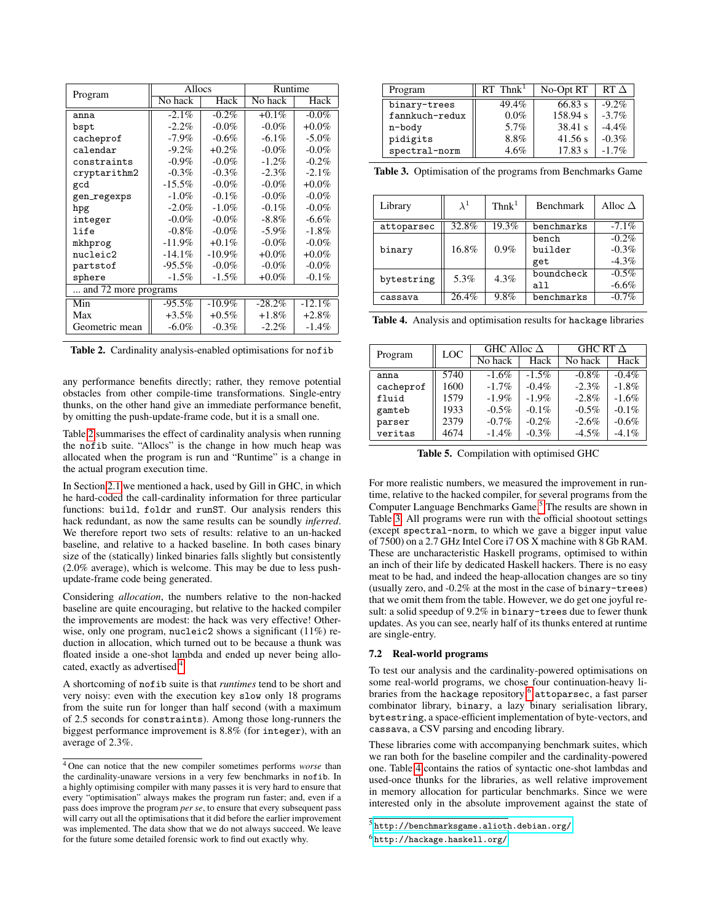| Program | Allocs | | Runtime | |
|---|---|---|---|---|
| | No hack | Hack | No hack | Hack |
| anna | -2.1% | -0.2% | +0.1% | -0.0% |
| bspt | -2.2% | -0.0% | -0.0% | +0.0% |
| cacheprof | -7.9% | -0.6% | -6.1% | -5.0% |
| calendar | -9.2% | +0.2% | -0.0% | -0.0% |
| constraints | -0.9% | -0.0% | -1.2% | -0.2% |
| cryptarithm2 | -0.3% | -0.3% | -2.3% | -2.1% |
| gcd | -15.5% | -0.0% | -0.0% | +0.0% |
| gen_regexps | -1.0% | -0.1% | -0.0% | -0.0% |
| hpg | -2.0% | -1.0% | -0.1% | -0.0% |
| integer | -0.0% | -0.0% | -8.8% | -6.6% |
| life | -0.8% | -0.0% | -5.9% | -1.8% |
| mkhprog | -11.9% | +0.1% | -0.0% | -0.0% |
| nucleic2 | -14.1% | -10.9% | +0.0% | +0.0% |
| partstof | -95.5% | -0.0% | -0.0% | -0.0% |
| sphere | -1.5% | -1.5% | +0.0% | -0.1% |
| ... and 72 more programs | | | | |
| Min | -95.5% | -10.9% | -28.2% | -12.1% |
| Max | +3.5% | +0.5% | +1.8% | +2.8% |
| Geometric mean | -6.0% | -0.3% | -2.2% | -1.4% |

**Table 2.** Cardinality analysis-enabled optimisations for nofib

any performance benefits directly; rather, they remove potential obstacles from other compile-time transformations. Single-entry thunks, on the other hand give an immediate performance benefit, by omitting the push-update-frame code, but it is a small one.

Table 2 summarises the effect of cardinality analysis when running the nofib suite. "Allocs" is the change in how much heap was allocated when the program is run and "Runtime" is a change in the actual program execution time.

In Section 2.1 we mentioned a hack, used by Gill in GHC, in which he hard-coded the call-cardinality information for three particular functions: build, foldr and runST. Our analysis renders this hack redundant, as now the same results can be soundly *inferred*. We therefore report two sets of results: relative to an un-hacked baseline, and relative to a hacked baseline. In both cases binary size of the (statically) linked binaries falls slightly but consistently (2.0% average), which is welcome. This may be due to less push-update-frame code being generated.

Considering *allocation*, the numbers relative to the non-hacked baseline are quite encouraging, but relative to the hacked compiler the improvements are modest: but the hack was very effective! Otherwise, only one program, nucleic2 shows a significant (11%) reduction in allocation, which turned out to be because a thunk was floated inside a one-shot lambda and ended up never being allocated, exactly as advertised.[4]

A shortcoming of nofib suite is that *runtimes* tend to be short and very noisy: even with the execution key slow only 18 programs from the suite run for longer than half second (with a maximum of 2.5 seconds for constraints). Among those long-runners the biggest performance improvement is 8.8% (for integer), with an average of 2.3%.

[4] One can notice that the new compiler sometimes performs *worse* than the cardinality-unaware versions in a very few benchmarks in nofib. In a highly optimising compiler with many passes it is very hard to ensure that every "optimisation" always makes the program run faster; and, even if a pass does improve the program *per se*, to ensure that every subsequent pass will carry out all the optimisations that it did before the earlier improvement was implemented. The data show that we do not always succeed. We leave for the future some detailed forensic work to find out exactly why.

| Program | RT Thnk[1] | No-Opt RT | RT Δ |
|---|---|---|---|
| binary-trees | 49.4% | 66.83 s | -9.2% |
| fannkuch-redux | 0.0% | 158.94 s | -3.7% |
| n-body | 5.7% | 38.41 s | -4.4% |
| pidigits | 8.8% | 41.56 s | -0.3% |
| spectral-norm | 4.6% | 17.83 s | -1.7% |

**Table 3.** Optimisation of the programs from Benchmarks Game

| Library | $\lambda^1$ | Thnk[1] | Benchmark | Alloc Δ |
|---|---|---|---|---|
| attoparsec | 32.8% | 19.3% | benchmarks | -7.1% |
| binary | 16.8% | 0.9% | bench | -0.2% |
| | | | builder | -0.3% |
| | | | get | -4.3% |
| bytestring | 5.3% | 4.3% | boundcheck | -0.5% |
| | | | all | -6.6% |
| cassava | 26.4% | 9.8% | benchmarks | -0.7% |

**Table 4.** Analysis and optimisation results for hackage libraries

| Program | LOC | GHC Alloc Δ | | GHC RT Δ | |
|---|---|---|---|---|---|
| | | No hack | Hack | No hack | Hack |
| anna | 5740 | -1.6% | -1.5% | -0.8% | -0.4% |
| cacheprof | 1600 | -1.7% | -0.4% | -2.3% | -1.8% |
| fluid | 1579 | -1.9% | -1.9% | -2.8% | -1.6% |
| gamteb | 1933 | -0.5% | -0.1% | -0.5% | -0.1% |
| parser | 2379 | -0.7% | -0.2% | -2.6% | -0.6% |
| veritas | 4674 | -1.4% | -0.3% | -4.5% | -4.1% |

**Table 5.** Compilation with optimised GHC

For more realistic numbers, we measured the improvement in runtime, relative to the hacked compiler, for several programs from the Computer Language Benchmarks Game.[5] The results are shown in Table 3. All programs were run with the official shootout settings (except spectral-norm, to which we gave a bigger input value of 7500) on a 2.7 GHz Intel Core i7 OS X machine with 8 Gb RAM. These are uncharacteristic Haskell programs, optimised to within an inch of their life by dedicated Haskell hackers. There is no easy meat to be had, and indeed the heap-allocation changes are so tiny (usually zero, and -0.2% at the most in the case of binary-trees) that we omit them from the table. However, we do get one joyful result: a solid speedup of 9.2% in binary-trees due to fewer thunk updates. As you can see, nearly half of its thunks entered at runtime are single-entry.

### 7.2 Real-world programs

To test our analysis and the cardinality-powered optimisations on some real-world programs, we chose four continuation-heavy libraries from the hackage repository:[6] attoparsec, a fast parser combinator library, binary, a lazy binary serialisation library, bytestring, a space-efficient implementation of byte-vectors, and cassava, a CSV parsing and encoding library.

These libraries come with accompanying benchmark suites, which we ran both for the baseline compiler and the cardinality-powered one. Table 4 contains the ratios of syntactic one-shot lambdas and used-once thunks for the libraries, as well relative improvement in memory allocation for particular benchmarks. Since we were interested only in the absolute improvement against the state of

[5] http://benchmarksgame.alioth.debian.org/

[6] http://hackage.haskell.org/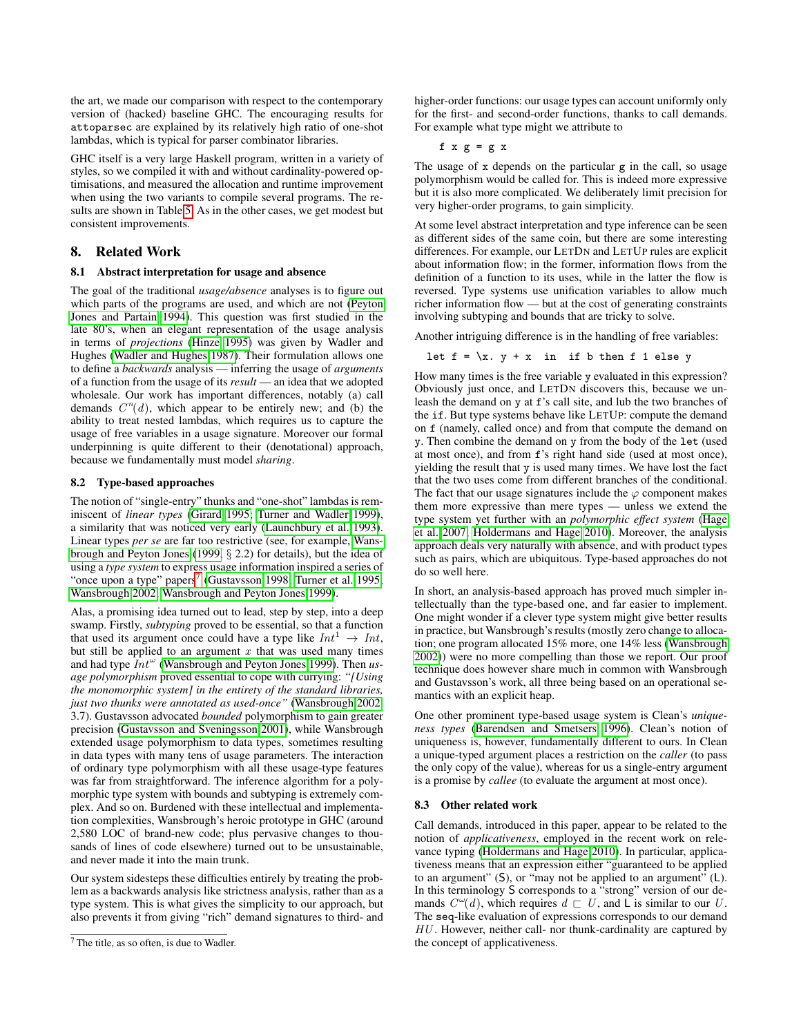the art, we made our comparison with respect to the contemporary version of (hacked) baseline GHC. The encouraging results for `attoparsec` are explained by its relatively high ratio of one-shot lambdas, which is typical for parser combinator libraries.

GHC itself is a very large Haskell program, written in a variety of styles, so we compiled it with and without cardinality-powered optimisations, and measured the allocation and runtime improvement when using the two variants to compile several programs. The results are shown in Table 5. As in the other cases, we get modest but consistent improvements.

## 8. Related Work

### 8.1 Abstract interpretation for usage and absence

The goal of the traditional *usage/absence* analyses is to figure out which parts of the programs are used, and which are not (Peyton Jones and Partain 1994). This question was first studied in the late 80's, when an elegant representation of the usage analysis in terms of *projections* (Hinze 1995) was given by Wadler and Hughes (Wadler and Hughes 1987). Their formulation allows one to define a *backwards* analysis — inferring the usage of *arguments* of a function from the usage of its *result* — an idea that we adopted wholesale. Our work has important differences, notably (a) call demands $C^n(d)$, which appear to be entirely new; and (b) the ability to treat nested lambdas, which requires us to capture the usage of free variables in a usage signature. Moreover our formal underpinning is quite different to their (denotational) approach, because we fundamentally must model *sharing*.

### 8.2 Type-based approaches

The notion of "single-entry" thunks and "one-shot" lambdas is reminiscent of *linear types* (Girard 1995; Turner and Wadler 1999), a similarity that was noticed very early (Launchbury et al. 1993). Linear types *per se* are far too restrictive (see, for example, Wansbrough and Peyton Jones (1999, § 2.2) for details), but the idea of using a *type system* to express usage information inspired a series of "once upon a type" papers[7] (Gustavsson 1998; Turner et al. 1995; Wansbrough 2002; Wansbrough and Peyton Jones 1999).

Alas, a promising idea turned out to lead, step by step, into a deep swamp. Firstly, *subtyping* proved to be essential, so that a function that used its argument once could have a type like $Int^1 \rightarrow Int$, but still be applied to an argument $x$ that was used many times and had type $Int^\omega$ (Wansbrough and Peyton Jones 1999). Then *usage polymorphism* proved essential to cope with currying: *"[Using the monomorphic system] in the entirety of the standard libraries, just two thunks were annotated as used-once"* (Wansbrough 2002, 3.7). Gustavsson advocated *bounded* polymorphism to gain greater precision (Gustavsson and Sveningsson 2001), while Wansbrough extended usage polymorphism to data types, sometimes resulting in data types with many tens of usage parameters. The interaction of ordinary type polymorphism with all these usage-type features was far from straightforward. The inference algorithm for a polymorphic type system with bounds and subtyping is extremely complex. And so on. Burdened with these intellectual and implementation complexities, Wansbrough's heroic prototype in GHC (around 2,580 LOC of brand-new code; plus pervasive changes to thousands of lines of code elsewhere) turned out to be unsustainable, and never made it into the main trunk.

Our system sidesteps these difficulties entirely by treating the problem as a backwards analysis like strictness analysis, rather than as a type system. This is what gives the simplicity to our approach, but also prevents it from giving "rich" demand signatures to third- and higher-order functions: our usage types can account uniformly only for the first- and second-order functions, thanks to call demands. For example what type might we attribute to

```
f x g = g x
```

The usage of `x` depends on the particular `g` in the call, so usage polymorphism would be called for. This is indeed more expressive but it is also more complicated. We deliberately limit precision for very higher-order programs, to gain simplicity.

At some level abstract interpretation and type inference can be seen as different sides of the same coin, but there are some interesting differences. For example, our LETDN and LETUP rules are explicit about information flow; in the former, information flows from the definition of a function to its uses, while in the latter the flow is reversed. Type systems use unification variables to allow much richer information flow — but at the cost of generating constraints involving subtyping and bounds that are tricky to solve.

Another intriguing difference is in the handling of free variables:

```
let f = \x. y + x  in  if b then f 1 else y
```

How many times is the free variable `y` evaluated in this expression? Obviously just once, and LETDN discovers this, because we unleash the demand on `y` at `f`'s call site, and lub the two branches of the `if`. But type systems behave like LETUP: compute the demand on `f` (namely, called once) and from that compute the demand on `y`. Then combine the demand on `y` from the body of the `let` (used at most once), and from `f`'s right hand side (used at most once), yielding the result that `y` is used many times. We have lost the fact that the two uses come from different branches of the conditional. The fact that our usage signatures include the $\varphi$ component makes them more expressive than mere types — unless we extend the type system yet further with an *polymorphic effect system* (Hage et al. 2007; Holdermans and Hage 2010). Moreover, the analysis approach deals very naturally with absence, and with product types such as pairs, which are ubiquitous. Type-based approaches do not do so well here.

In short, an analysis-based approach has proved much simpler intellectually than the type-based one, and far easier to implement. One might wonder if a clever type system might give better results in practice, but Wansbrough's results (mostly zero change to allocation; one program allocated 15% more, one 14% less (Wansbrough 2002)) were no more compelling than those we report. Our proof technique does however share much in common with Wansbrough and Gustavsson's work, all three being based on an operational semantics with an explicit heap.

One other prominent type-based usage system is Clean's *uniqueness types* (Barendsen and Smetsers 1996). Clean's notion of uniqueness is, however, fundamentally different to ours. In Clean a unique-typed argument places a restriction on the *caller* (to pass the only copy of the value), whereas for us a single-entry argument is a promise by *callee* (to evaluate the argument at most once).

### 8.3 Other related work

Call demands, introduced in this paper, appear to be related to the notion of *applicativeness*, employed in the recent work on relevance typing (Holdermans and Hage 2010). In particular, applicativeness means that an expression either "guaranteed to be applied to an argument" (S), or "may not be applied to an argument" (L). In this terminology S corresponds to a "strong" version of our demands $C^\omega(d)$, which requires $d \sqsubset U$, and L is similar to our $U$. The `seq`-like evaluation of expressions corresponds to our demand $HU$. However, neither call- nor thunk-cardinality are captured by the concept of applicativeness.

[7] The title, as so often, is due to Wadler.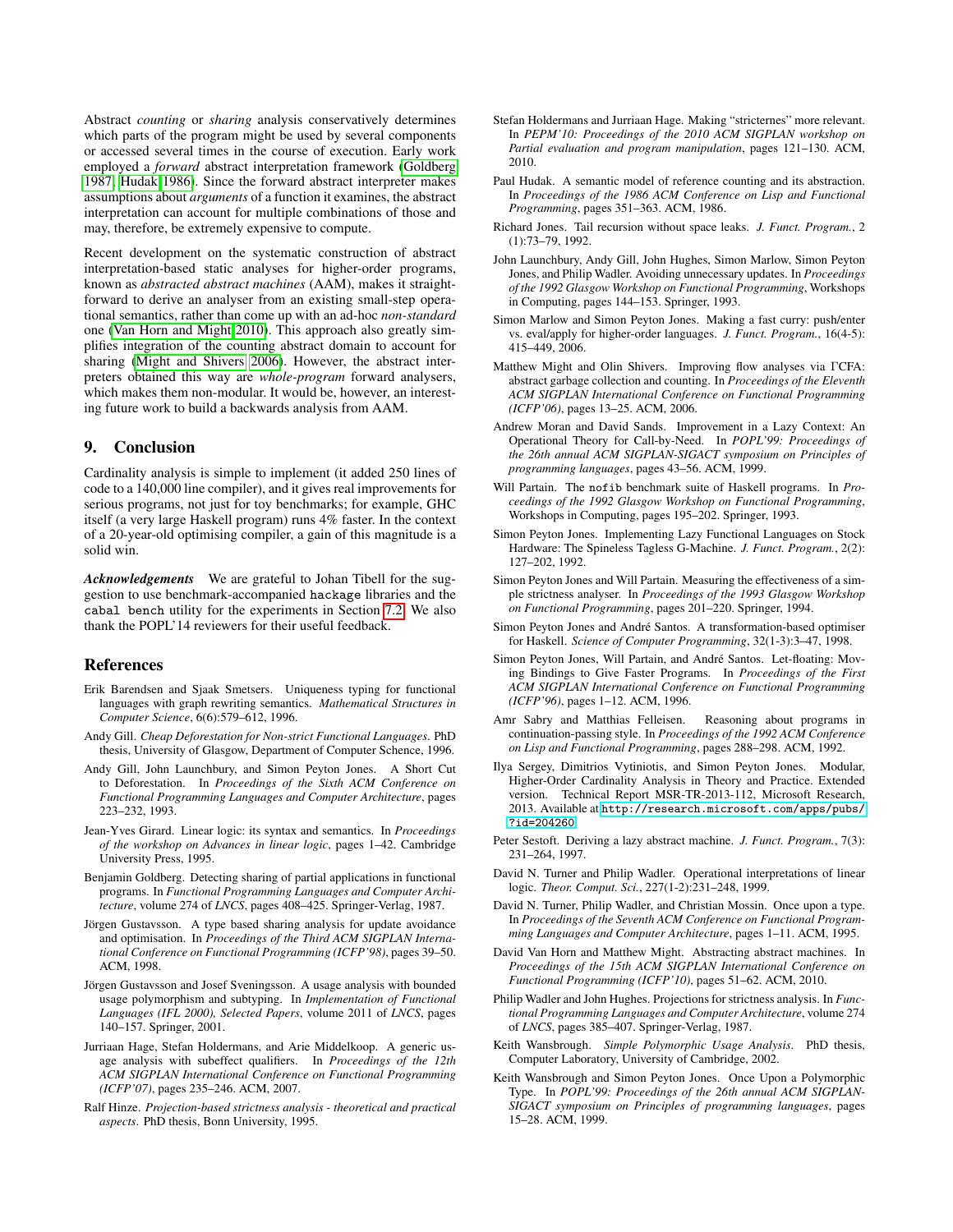Abstract *counting* or *sharing* analysis conservatively determines which parts of the program might be used by several components or accessed several times in the course of execution. Early work employed a *forward* abstract interpretation framework (Goldberg 1987; Hudak 1986). Since the forward abstract interpreter makes assumptions about *arguments* of a function it examines, the abstract interpretation can account for multiple combinations of those and may, therefore, be extremely expensive to compute.

Recent development on the systematic construction of abstract interpretation-based static analyses for higher-order programs, known as *abstracted abstract machines* (AAM), makes it straightforward to derive an analyser from an existing small-step operational semantics, rather than come up with an ad-hoc *non-standard* one (Van Horn and Might 2010). This approach also greatly simplifies integration of the counting abstract domain to account for sharing (Might and Shivers 2006). However, the abstract interpreters obtained this way are *whole-program* forward analysers, which makes them non-modular. It would be, however, an interesting future work to build a backwards analysis from AAM.

## 9. Conclusion

Cardinality analysis is simple to implement (it added 250 lines of code to a 140,000 line compiler), and it gives real improvements for serious programs, not just for toy benchmarks; for example, GHC itself (a very large Haskell program) runs 4% faster. In the context of a 20-year-old optimising compiler, a gain of this magnitude is a solid win.

***Acknowledgements*** We are grateful to Johan Tibell for the suggestion to use benchmark-accompanied `hackage` libraries and the `cabal bench` utility for the experiments in Section 7.2. We also thank the POPL'14 reviewers for their useful feedback.

## References

Erik Barendsen and Sjaak Smetsers. Uniqueness typing for functional languages with graph rewriting semantics. *Mathematical Structures in Computer Science*, 6(6):579–612, 1996.

Andy Gill. *Cheap Deforestation for Non-strict Functional Languages*. PhD thesis, University of Glasgow, Department of Computer Schence, 1996.

Andy Gill, John Launchbury, and Simon Peyton Jones. A Short Cut to Deforestation. In *Proceedings of the Sixth ACM Conference on Functional Programming Languages and Computer Architecture*, pages 223–232, 1993.

Jean-Yves Girard. Linear logic: its syntax and semantics. In *Proceedings of the workshop on Advances in linear logic*, pages 1–42. Cambridge University Press, 1995.

Benjamin Goldberg. Detecting sharing of partial applications in functional programs. In *Functional Programming Languages and Computer Architecture*, volume 274 of *LNCS*, pages 408–425. Springer-Verlag, 1987.

Jörgen Gustavsson. A type based sharing analysis for update avoidance and optimisation. In *Proceedings of the Third ACM SIGPLAN International Conference on Functional Programming (ICFP'98)*, pages 39–50. ACM, 1998.

Jörgen Gustavsson and Josef Sveningsson. A usage analysis with bounded usage polymorphism and subtyping. In *Implementation of Functional Languages (IFL 2000), Selected Papers*, volume 2011 of *LNCS*, pages 140–157. Springer, 2001.

Jurriaan Hage, Stefan Holdermans, and Arie Middelkoop. A generic usage analysis with subeffect qualifiers. In *Proceedings of the 12th ACM SIGPLAN International Conference on Functional Programming (ICFP'07)*, pages 235–246. ACM, 2007.

Ralf Hinze. *Projection-based strictness analysis - theoretical and practical aspects*. PhD thesis, Bonn University, 1995.

Stefan Holdermans and Jurriaan Hage. Making "stricternes" more relevant. In *PEPM'10: Proceedings of the 2010 ACM SIGPLAN workshop on Partial evaluation and program manipulation*, pages 121–130. ACM, 2010.

Paul Hudak. A semantic model of reference counting and its abstraction. In *Proceedings of the 1986 ACM Conference on Lisp and Functional Programming*, pages 351–363. ACM, 1986.

Richard Jones. Tail recursion without space leaks. *J. Funct. Program.*, 2 (1):73–79, 1992.

John Launchbury, Andy Gill, John Hughes, Simon Marlow, Simon Peyton Jones, and Philip Wadler. Avoiding unnecessary updates. In *Proceedings of the 1992 Glasgow Workshop on Functional Programming*, Workshops in Computing, pages 144–153. Springer, 1993.

Simon Marlow and Simon Peyton Jones. Making a fast curry: push/enter vs. eval/apply for higher-order languages. *J. Funct. Program.*, 16(4-5): 415–449, 2006.

Matthew Might and Olin Shivers. Improving flow analyses via ΓCFA: abstract garbage collection and counting. In *Proceedings of the Eleventh ACM SIGPLAN International Conference on Functional Programming (ICFP'06)*, pages 13–25. ACM, 2006.

Andrew Moran and David Sands. Improvement in a Lazy Context: An Operational Theory for Call-by-Need. In *POPL'99: Proceedings of the 26th annual ACM SIGPLAN-SIGACT symposium on Principles of programming languages*, pages 43–56. ACM, 1999.

Will Partain. The `nofib` benchmark suite of Haskell programs. In *Proceedings of the 1992 Glasgow Workshop on Functional Programming*, Workshops in Computing, pages 195–202. Springer, 1993.

Simon Peyton Jones. Implementing Lazy Functional Languages on Stock Hardware: The Spineless Tagless G-Machine. *J. Funct. Program.*, 2(2): 127–202, 1992.

Simon Peyton Jones and Will Partain. Measuring the effectiveness of a simple strictness analyser. In *Proceedings of the 1993 Glasgow Workshop on Functional Programming*, pages 201–220. Springer, 1994.

Simon Peyton Jones and André Santos. A transformation-based optimiser for Haskell. *Science of Computer Programming*, 32(1-3):3–47, 1998.

Simon Peyton Jones, Will Partain, and André Santos. Let-floating: Moving Bindings to Give Faster Programs. In *Proceedings of the First ACM SIGPLAN International Conference on Functional Programming (ICFP'96)*, pages 1–12. ACM, 1996.

Amr Sabry and Matthias Felleisen. Reasoning about programs in continuation-passing style. In *Proceedings of the 1992 ACM Conference on Lisp and Functional Programming*, pages 288–298. ACM, 1992.

Ilya Sergey, Dimitrios Vytiniotis, and Simon Peyton Jones. Modular, Higher-Order Cardinality Analysis in Theory and Practice. Extended version. Technical Report MSR-TR-2013-112, Microsoft Research, 2013. Available at `http://research.microsoft.com/apps/pubs/?id=204260`.

Peter Sestoft. Deriving a lazy abstract machine. *J. Funct. Program.*, 7(3): 231–264, 1997.

David N. Turner and Philip Wadler. Operational interpretations of linear logic. *Theor. Comput. Sci.*, 227(1-2):231–248, 1999.

David N. Turner, Philip Wadler, and Christian Mossin. Once upon a type. In *Proceedings of the Seventh ACM Conference on Functional Programming Languages and Computer Architecture*, pages 1–11. ACM, 1995.

David Van Horn and Matthew Might. Abstracting abstract machines. In *Proceedings of the 15th ACM SIGPLAN International Conference on Functional Programming (ICFP'10)*, pages 51–62. ACM, 2010.

Philip Wadler and John Hughes. Projections for strictness analysis. In *Functional Programming Languages and Computer Architecture*, volume 274 of *LNCS*, pages 385–407. Springer-Verlag, 1987.

Keith Wansbrough. *Simple Polymorphic Usage Analysis*. PhD thesis, Computer Laboratory, University of Cambridge, 2002.

Keith Wansbrough and Simon Peyton Jones. Once Upon a Polymorphic Type. In *POPL'99: Proceedings of the 26th annual ACM SIGPLAN-SIGACT symposium on Principles of programming languages*, pages 15–28. ACM, 1999.